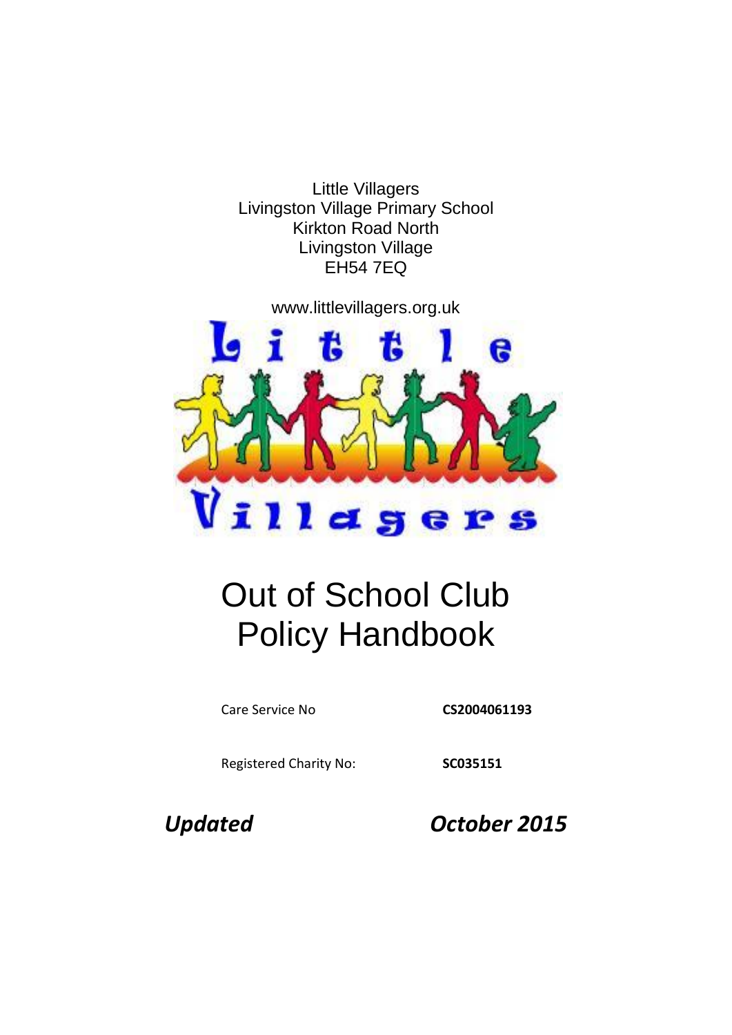Little Villagers
Livingston Village Primary School
Kirkton Road North
Livingston Village
EH54 7EQ

www.littlevillagers.org.uk

Little Villagers

# Out of School Club Policy Handbook

Care Service No **CS2004061193**

Registered Charity No: **SC035151**

***Updated October 2015***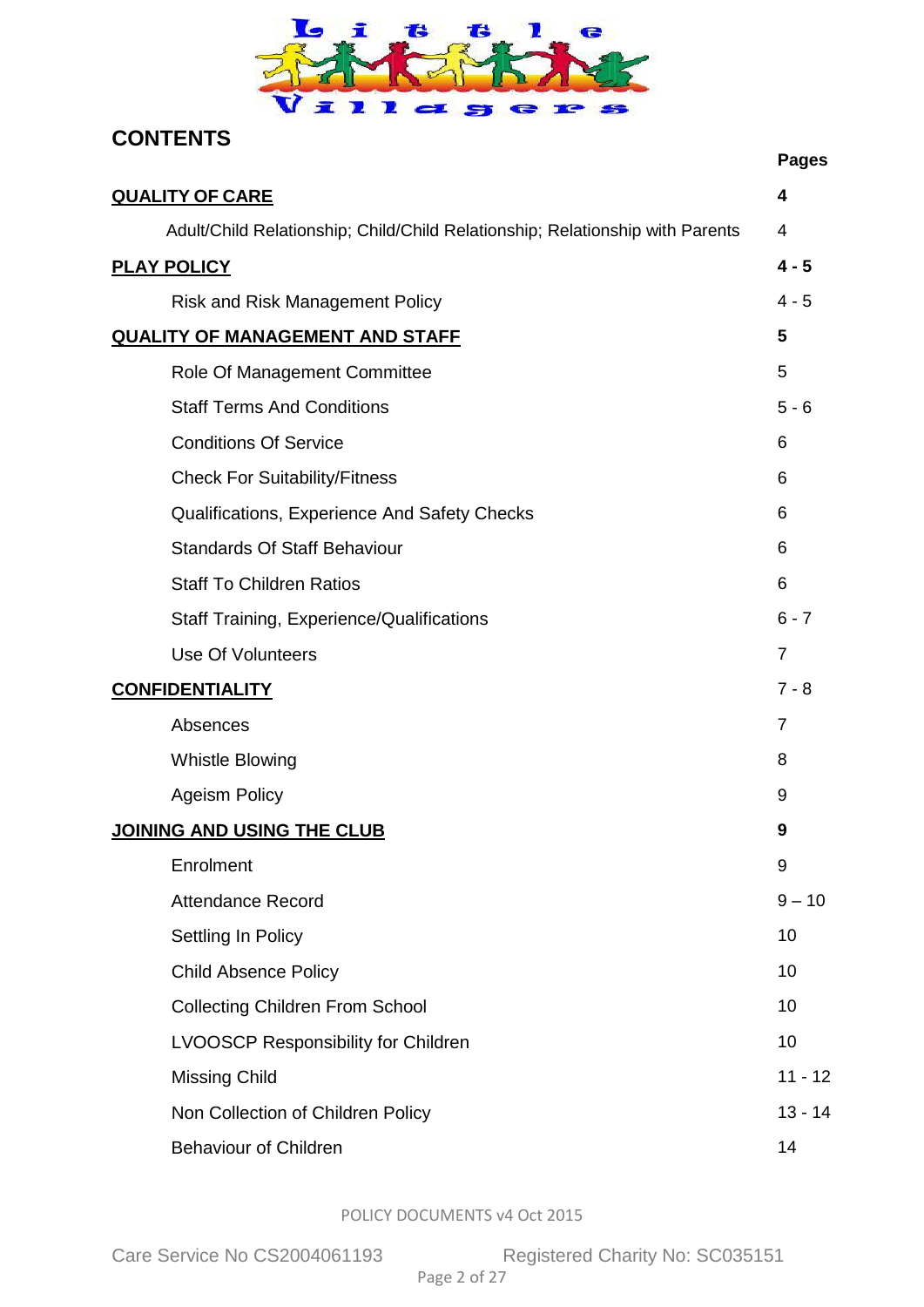## CONTENTS

| | Pages |
|---|---|
| **QUALITY OF CARE** | **4** |
| Adult/Child Relationship; Child/Child Relationship; Relationship with Parents | 4 |
| **PLAY POLICY** | **4 - 5** |
| Risk and Risk Management Policy | 4 - 5 |
| **QUALITY OF MANAGEMENT AND STAFF** | **5** |
| Role Of Management Committee | 5 |
| Staff Terms And Conditions | 5 - 6 |
| Conditions Of Service | 6 |
| Check For Suitability/Fitness | 6 |
| Qualifications, Experience And Safety Checks | 6 |
| Standards Of Staff Behaviour | 6 |
| Staff To Children Ratios | 6 |
| Staff Training, Experience/Qualifications | 6 - 7 |
| Use Of Volunteers | 7 |
| **CONFIDENTIALITY** | 7 - 8 |
| Absences | 7 |
| Whistle Blowing | 8 |
| Ageism Policy | 9 |
| **JOINING AND USING THE CLUB** | **9** |
| Enrolment | 9 |
| Attendance Record | 9 – 10 |
| Settling In Policy | 10 |
| Child Absence Policy | 10 |
| Collecting Children From School | 10 |
| LVOOSCP Responsibility for Children | 10 |
| Missing Child | 11 - 12 |
| Non Collection of Children Policy | 13 - 14 |
| Behaviour of Children | 14 |

POLICY DOCUMENTS v4 Oct 2015

Care Service No CS2004061193 Registered Charity No: SC035151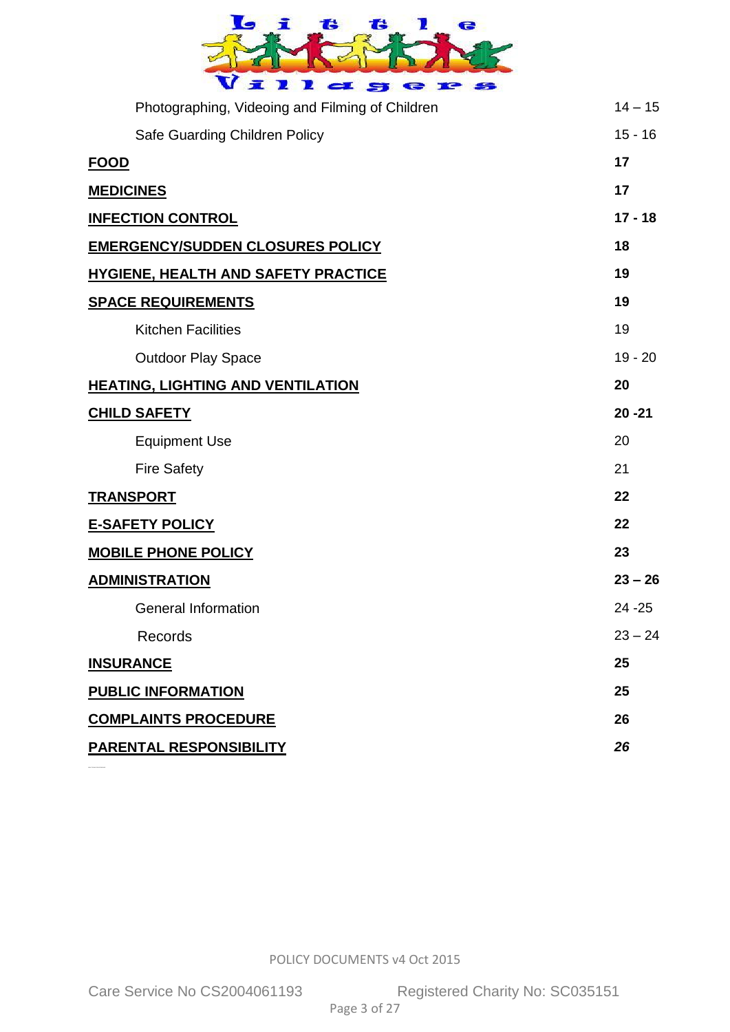| | |
|---|---|
| Photographing, Videoing and Filming of Children | 14 – 15 |
| Safe Guarding Children Policy | 15 - 16 |
| **FOOD** | **17** |
| **MEDICINES** | **17** |
| **INFECTION CONTROL** | **17 - 18** |
| **EMERGENCY/SUDDEN CLOSURES POLICY** | **18** |
| **HYGIENE, HEALTH AND SAFETY PRACTICE** | **19** |
| **SPACE REQUIREMENTS** | **19** |
| Kitchen Facilities | 19 |
| Outdoor Play Space | 19 - 20 |
| **HEATING, LIGHTING AND VENTILATION** | **20** |
| **CHILD SAFETY** | **20 -21** |
| Equipment Use | 20 |
| Fire Safety | 21 |
| **TRANSPORT** | **22** |
| **E-SAFETY POLICY** | **22** |
| **MOBILE PHONE POLICY** | **23** |
| **ADMINISTRATION** | **23 – 26** |
| General Information | 24 -25 |
| Records | 23 – 24 |
| **INSURANCE** | **25** |
| **PUBLIC INFORMATION** | **25** |
| **COMPLAINTS PROCEDURE** | **26** |
| **PARENTAL RESPONSIBILITY** | ***26*** |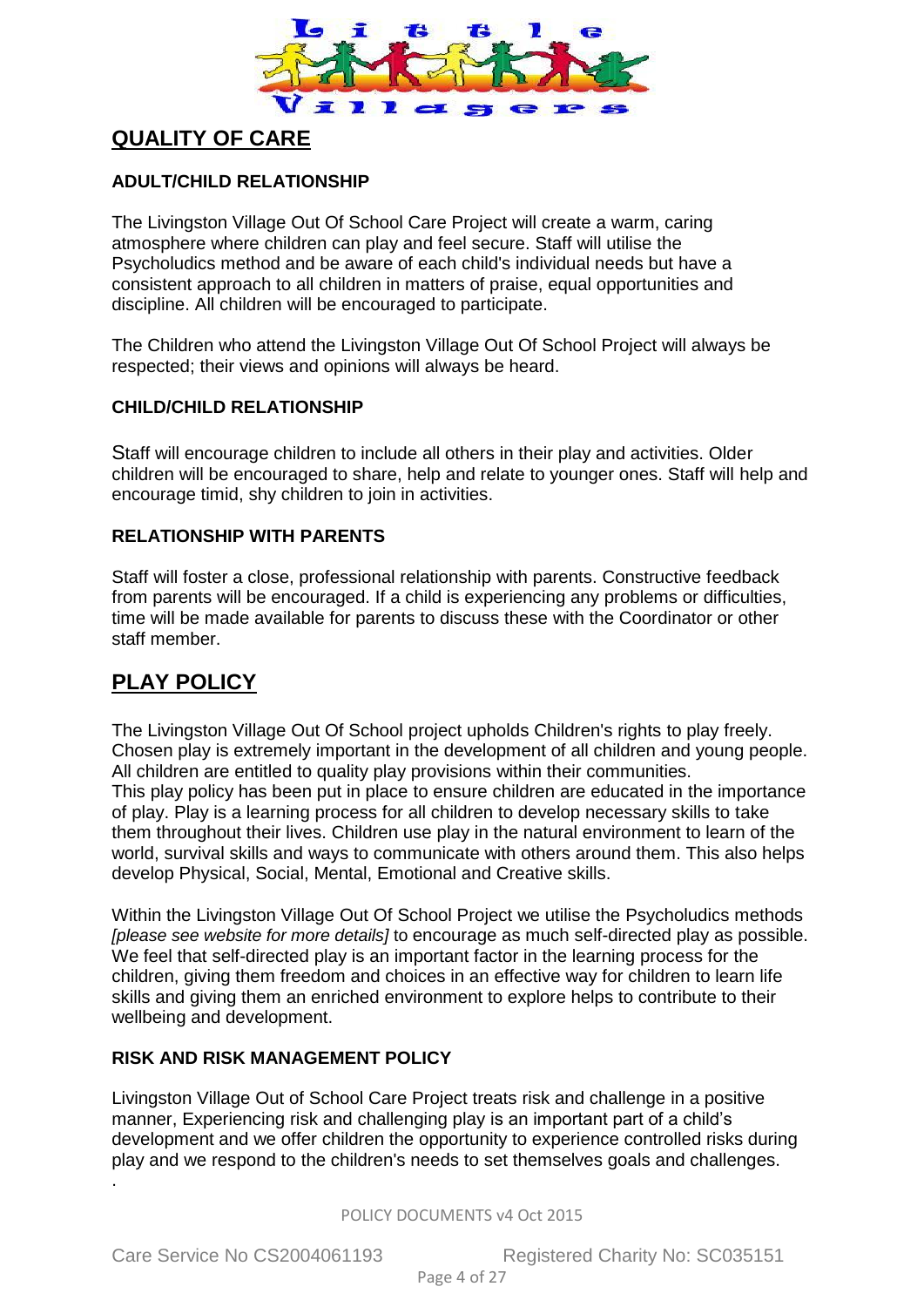## QUALITY OF CARE

### ADULT/CHILD RELATIONSHIP

The Livingston Village Out Of School Care Project will create a warm, caring atmosphere where children can play and feel secure. Staff will utilise the Psycholudics method and be aware of each child's individual needs but have a consistent approach to all children in matters of praise, equal opportunities and discipline. All children will be encouraged to participate.

The Children who attend the Livingston Village Out Of School Project will always be respected; their views and opinions will always be heard.

### CHILD/CHILD RELATIONSHIP

Staff will encourage children to include all others in their play and activities. Older children will be encouraged to share, help and relate to younger ones. Staff will help and encourage timid, shy children to join in activities.

### RELATIONSHIP WITH PARENTS

Staff will foster a close, professional relationship with parents. Constructive feedback from parents will be encouraged. If a child is experiencing any problems or difficulties, time will be made available for parents to discuss these with the Coordinator or other staff member.

## PLAY POLICY

The Livingston Village Out Of School project upholds Children's rights to play freely. Chosen play is extremely important in the development of all children and young people. All children are entitled to quality play provisions within their communities.
This play policy has been put in place to ensure children are educated in the importance of play. Play is a learning process for all children to develop necessary skills to take them throughout their lives. Children use play in the natural environment to learn of the world, survival skills and ways to communicate with others around them. This also helps develop Physical, Social, Mental, Emotional and Creative skills.

Within the Livingston Village Out Of School Project we utilise the Psycholudics methods *[please see website for more details]* to encourage as much self-directed play as possible. We feel that self-directed play is an important factor in the learning process for the children, giving them freedom and choices in an effective way for children to learn life skills and giving them an enriched environment to explore helps to contribute to their wellbeing and development.

### RISK AND RISK MANAGEMENT POLICY

Livingston Village Out of School Care Project treats risk and challenge in a positive manner, Experiencing risk and challenging play is an important part of a child's development and we offer children the opportunity to experience controlled risks during play and we respond to the children's needs to set themselves goals and challenges.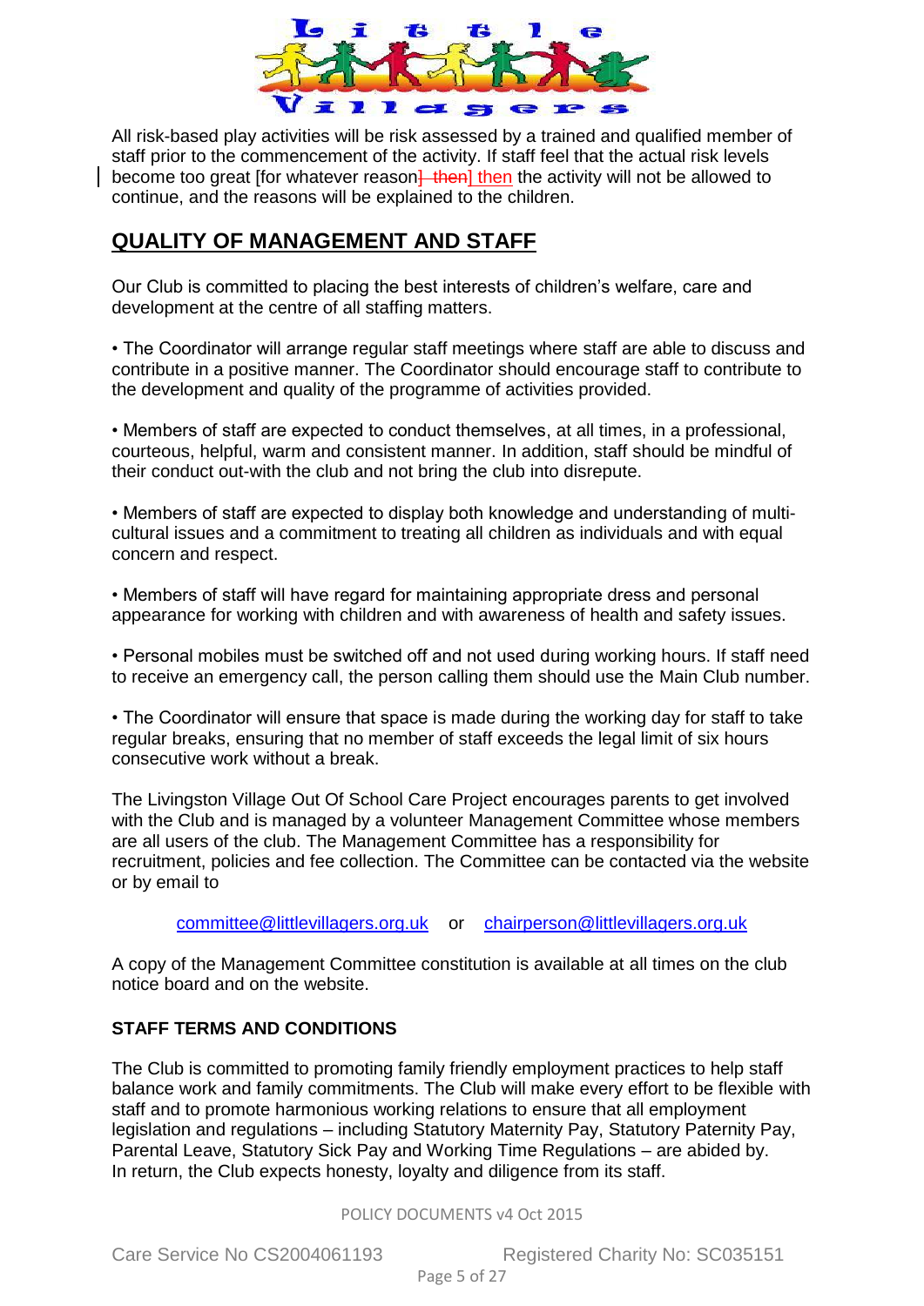All risk-based play activities will be risk assessed by a trained and qualified member of staff prior to the commencement of the activity. If staff feel that the actual risk levels become too great [for whatever reason] then the activity will not be allowed to continue, and the reasons will be explained to the children.

## QUALITY OF MANAGEMENT AND STAFF

Our Club is committed to placing the best interests of children's welfare, care and development at the centre of all staffing matters.

• The Coordinator will arrange regular staff meetings where staff are able to discuss and contribute in a positive manner. The Coordinator should encourage staff to contribute to the development and quality of the programme of activities provided.

• Members of staff are expected to conduct themselves, at all times, in a professional, courteous, helpful, warm and consistent manner. In addition, staff should be mindful of their conduct out-with the club and not bring the club into disrepute.

• Members of staff are expected to display both knowledge and understanding of multi-cultural issues and a commitment to treating all children as individuals and with equal concern and respect.

• Members of staff will have regard for maintaining appropriate dress and personal appearance for working with children and with awareness of health and safety issues.

• Personal mobiles must be switched off and not used during working hours. If staff need to receive an emergency call, the person calling them should use the Main Club number.

• The Coordinator will ensure that space is made during the working day for staff to take regular breaks, ensuring that no member of staff exceeds the legal limit of six hours consecutive work without a break.

The Livingston Village Out Of School Care Project encourages parents to get involved with the Club and is managed by a volunteer Management Committee whose members are all users of the club. The Management Committee has a responsibility for recruitment, policies and fee collection. The Committee can be contacted via the website or by email to

committee@littlevillagers.org.uk or chairperson@littlevillagers.org.uk

A copy of the Management Committee constitution is available at all times on the club notice board and on the website.

### STAFF TERMS AND CONDITIONS

The Club is committed to promoting family friendly employment practices to help staff balance work and family commitments. The Club will make every effort to be flexible with staff and to promote harmonious working relations to ensure that all employment legislation and regulations – including Statutory Maternity Pay, Statutory Paternity Pay, Parental Leave, Statutory Sick Pay and Working Time Regulations – are abided by.
In return, the Club expects honesty, loyalty and diligence from its staff.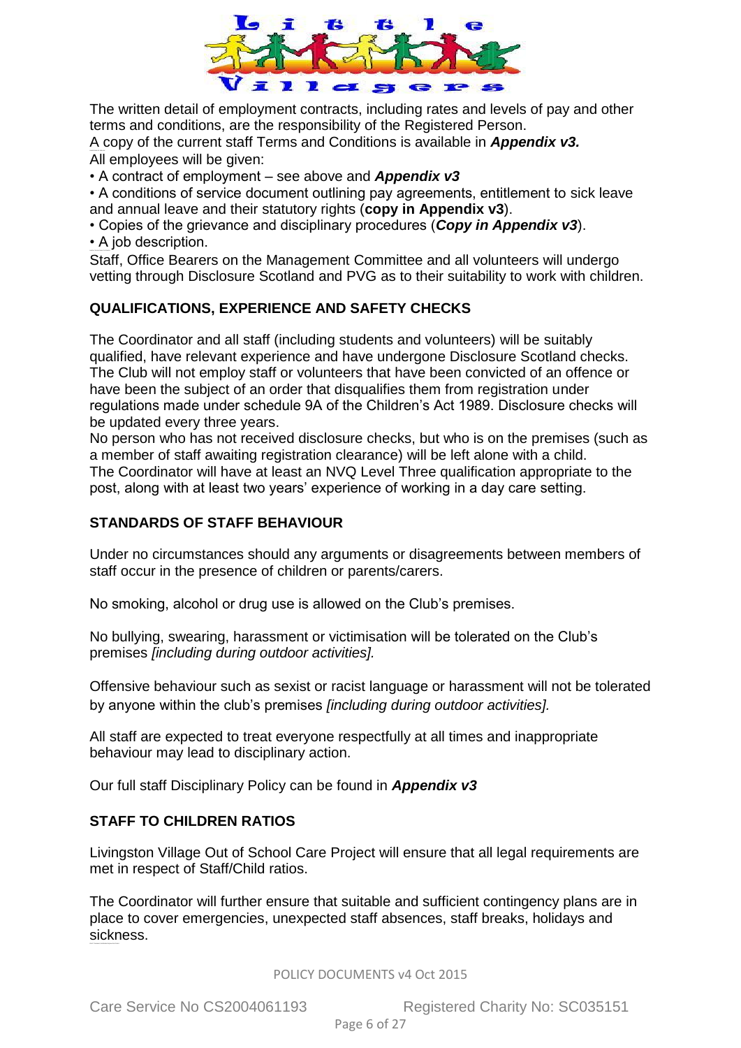The written detail of employment contracts, including rates and levels of pay and other terms and conditions, are the responsibility of the Registered Person.
A copy of the current staff Terms and Conditions is available in ***Appendix v3.***
All employees will be given:

- A contract of employment – see above and ***Appendix v3***
- A conditions of service document outlining pay agreements, entitlement to sick leave and annual leave and their statutory rights (**copy in Appendix v3**).
- Copies of the grievance and disciplinary procedures (***Copy in Appendix v3***).
- A job description.

Staff, Office Bearers on the Management Committee and all volunteers will undergo vetting through Disclosure Scotland and PVG as to their suitability to work with children.

## QUALIFICATIONS, EXPERIENCE AND SAFETY CHECKS

The Coordinator and all staff (including students and volunteers) will be suitably qualified, have relevant experience and have undergone Disclosure Scotland checks. The Club will not employ staff or volunteers that have been convicted of an offence or have been the subject of an order that disqualifies them from registration under regulations made under schedule 9A of the Children's Act 1989. Disclosure checks will be updated every three years.
No person who has not received disclosure checks, but who is on the premises (such as a member of staff awaiting registration clearance) will be left alone with a child.
The Coordinator will have at least an NVQ Level Three qualification appropriate to the post, along with at least two years' experience of working in a day care setting.

## STANDARDS OF STAFF BEHAVIOUR

Under no circumstances should any arguments or disagreements between members of staff occur in the presence of children or parents/carers.

No smoking, alcohol or drug use is allowed on the Club's premises.

No bullying, swearing, harassment or victimisation will be tolerated on the Club's premises *[including during outdoor activities].*

Offensive behaviour such as sexist or racist language or harassment will not be tolerated by anyone within the club's premises *[including during outdoor activities].*

All staff are expected to treat everyone respectfully at all times and inappropriate behaviour may lead to disciplinary action.

Our full staff Disciplinary Policy can be found in ***Appendix v3***

## STAFF TO CHILDREN RATIOS

Livingston Village Out of School Care Project will ensure that all legal requirements are met in respect of Staff/Child ratios.

The Coordinator will further ensure that suitable and sufficient contingency plans are in place to cover emergencies, unexpected staff absences, staff breaks, holidays and sickness.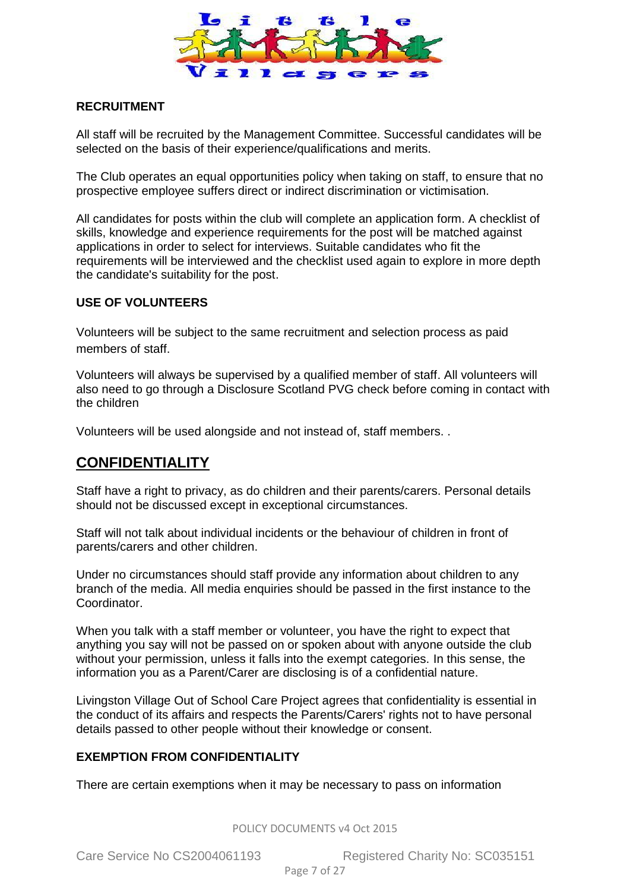### RECRUITMENT

All staff will be recruited by the Management Committee. Successful candidates will be selected on the basis of their experience/qualifications and merits.

The Club operates an equal opportunities policy when taking on staff, to ensure that no prospective employee suffers direct or indirect discrimination or victimisation.

All candidates for posts within the club will complete an application form. A checklist of skills, knowledge and experience requirements for the post will be matched against applications in order to select for interviews. Suitable candidates who fit the requirements will be interviewed and the checklist used again to explore in more depth the candidate's suitability for the post.

### USE OF VOLUNTEERS

Volunteers will be subject to the same recruitment and selection process as paid members of staff.

Volunteers will always be supervised by a qualified member of staff. All volunteers will also need to go through a Disclosure Scotland PVG check before coming in contact with the children

Volunteers will be used alongside and not instead of, staff members. .

## CONFIDENTIALITY

Staff have a right to privacy, as do children and their parents/carers. Personal details should not be discussed except in exceptional circumstances.

Staff will not talk about individual incidents or the behaviour of children in front of parents/carers and other children.

Under no circumstances should staff provide any information about children to any branch of the media. All media enquiries should be passed in the first instance to the Coordinator.

When you talk with a staff member or volunteer, you have the right to expect that anything you say will not be passed on or spoken about with anyone outside the club without your permission, unless it falls into the exempt categories. In this sense, the information you as a Parent/Carer are disclosing is of a confidential nature.

Livingston Village Out of School Care Project agrees that confidentiality is essential in the conduct of its affairs and respects the Parents/Carers' rights not to have personal details passed to other people without their knowledge or consent.

### EXEMPTION FROM CONFIDENTIALITY

There are certain exemptions when it may be necessary to pass on information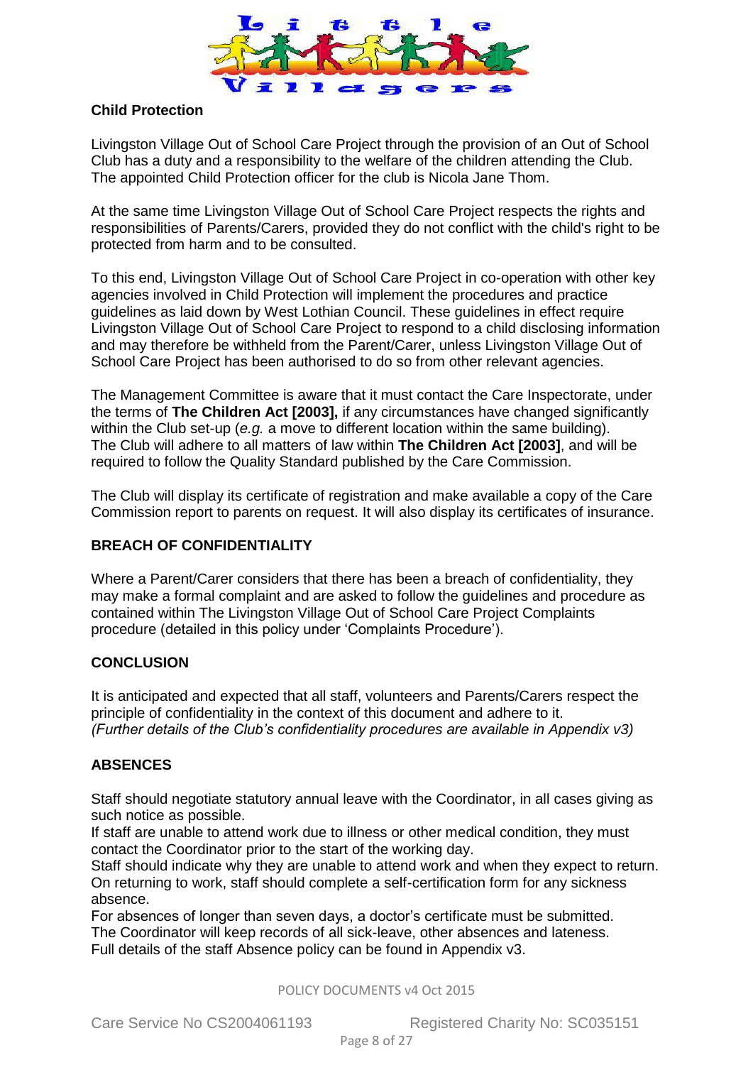## Child Protection

Livingston Village Out of School Care Project through the provision of an Out of School Club has a duty and a responsibility to the welfare of the children attending the Club. The appointed Child Protection officer for the club is Nicola Jane Thom.

At the same time Livingston Village Out of School Care Project respects the rights and responsibilities of Parents/Carers, provided they do not conflict with the child's right to be protected from harm and to be consulted.

To this end, Livingston Village Out of School Care Project in co-operation with other key agencies involved in Child Protection will implement the procedures and practice guidelines as laid down by West Lothian Council. These guidelines in effect require Livingston Village Out of School Care Project to respond to a child disclosing information and may therefore be withheld from the Parent/Carer, unless Livingston Village Out of School Care Project has been authorised to do so from other relevant agencies.

The Management Committee is aware that it must contact the Care Inspectorate, under the terms of **The Children Act [2003],** if any circumstances have changed significantly within the Club set-up (*e.g.* a move to different location within the same building). The Club will adhere to all matters of law within **The Children Act [2003]**, and will be required to follow the Quality Standard published by the Care Commission.

The Club will display its certificate of registration and make available a copy of the Care Commission report to parents on request. It will also display its certificates of insurance.

## BREACH OF CONFIDENTIALITY

Where a Parent/Carer considers that there has been a breach of confidentiality, they may make a formal complaint and are asked to follow the guidelines and procedure as contained within The Livingston Village Out of School Care Project Complaints procedure (detailed in this policy under 'Complaints Procedure').

## CONCLUSION

It is anticipated and expected that all staff, volunteers and Parents/Carers respect the principle of confidentiality in the context of this document and adhere to it.
*(Further details of the Club's confidentiality procedures are available in Appendix v3)*

## ABSENCES

Staff should negotiate statutory annual leave with the Coordinator, in all cases giving as such notice as possible.
If staff are unable to attend work due to illness or other medical condition, they must contact the Coordinator prior to the start of the working day.
Staff should indicate why they are unable to attend work and when they expect to return. On returning to work, staff should complete a self-certification form for any sickness absence.
For absences of longer than seven days, a doctor's certificate must be submitted.
The Coordinator will keep records of all sick-leave, other absences and lateness.
Full details of the staff Absence policy can be found in Appendix v3.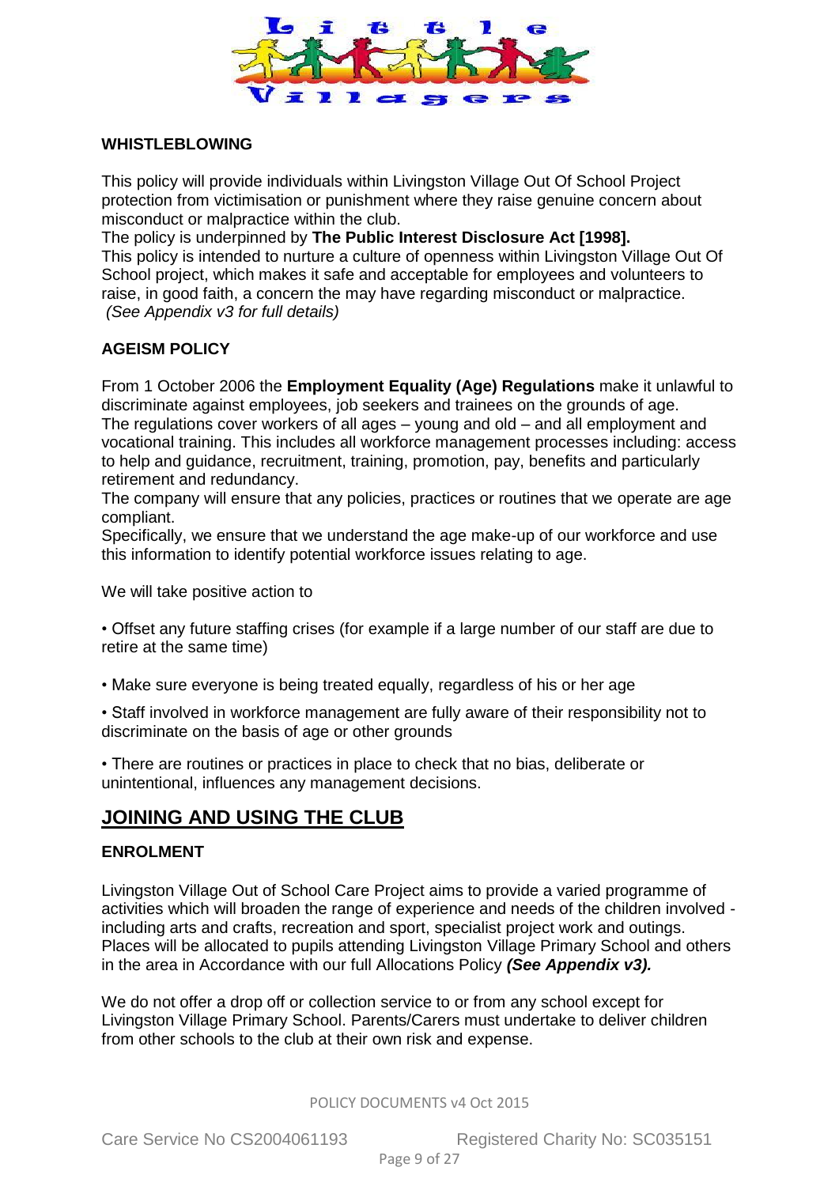### WHISTLEBLOWING

This policy will provide individuals within Livingston Village Out Of School Project protection from victimisation or punishment where they raise genuine concern about misconduct or malpractice within the club.
The policy is underpinned by **The Public Interest Disclosure Act [1998].**
This policy is intended to nurture a culture of openness within Livingston Village Out Of School project, which makes it safe and acceptable for employees and volunteers to raise, in good faith, a concern the may have regarding misconduct or malpractice.
*(See Appendix v3 for full details)*

### AGEISM POLICY

From 1 October 2006 the **Employment Equality (Age) Regulations** make it unlawful to discriminate against employees, job seekers and trainees on the grounds of age.
The regulations cover workers of all ages – young and old – and all employment and vocational training. This includes all workforce management processes including: access to help and guidance, recruitment, training, promotion, pay, benefits and particularly retirement and redundancy.
The company will ensure that any policies, practices or routines that we operate are age compliant.
Specifically, we ensure that we understand the age make-up of our workforce and use this information to identify potential workforce issues relating to age.

We will take positive action to

• Offset any future staffing crises (for example if a large number of our staff are due to retire at the same time)

• Make sure everyone is being treated equally, regardless of his or her age

• Staff involved in workforce management are fully aware of their responsibility not to discriminate on the basis of age or other grounds

• There are routines or practices in place to check that no bias, deliberate or unintentional, influences any management decisions.

## JOINING AND USING THE CLUB

### ENROLMENT

Livingston Village Out of School Care Project aims to provide a varied programme of activities which will broaden the range of experience and needs of the children involved - including arts and crafts, recreation and sport, specialist project work and outings. Places will be allocated to pupils attending Livingston Village Primary School and others in the area in Accordance with our full Allocations Policy ***(See Appendix v3).***

We do not offer a drop off or collection service to or from any school except for Livingston Village Primary School. Parents/Carers must undertake to deliver children from other schools to the club at their own risk and expense.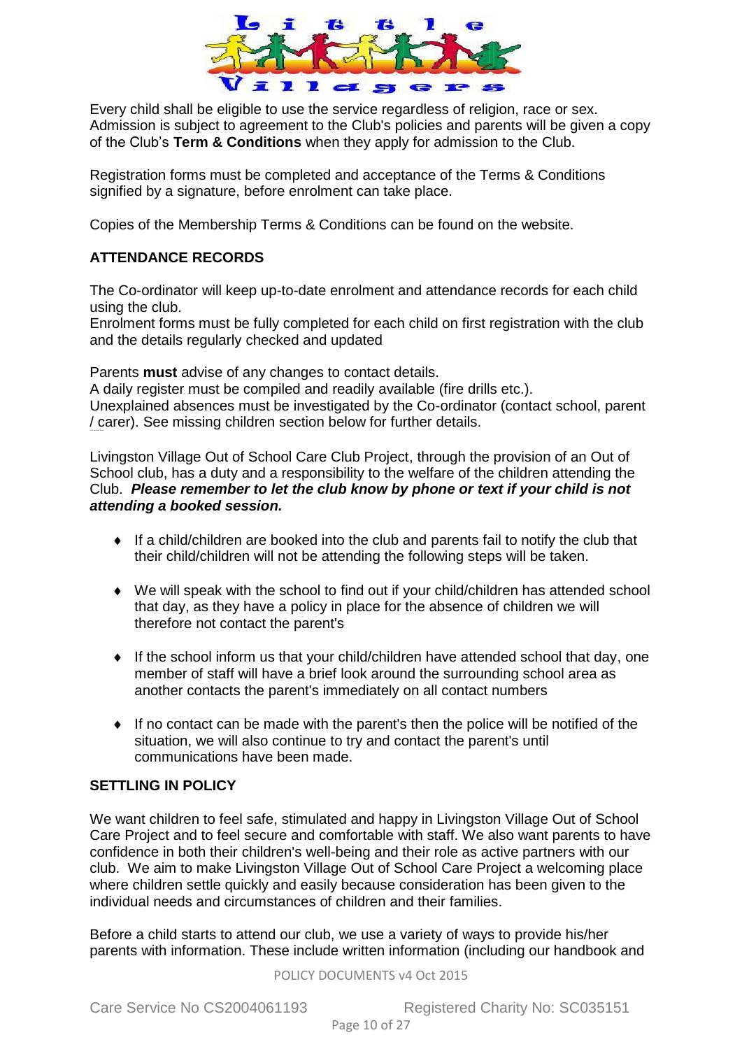Every child shall be eligible to use the service regardless of religion, race or sex. Admission is subject to agreement to the Club's policies and parents will be given a copy of the Club's **Term & Conditions** when they apply for admission to the Club.

Registration forms must be completed and acceptance of the Terms & Conditions signified by a signature, before enrolment can take place.

Copies of the Membership Terms & Conditions can be found on the website.

## ATTENDANCE RECORDS

The Co-ordinator will keep up-to-date enrolment and attendance records for each child using the club.
Enrolment forms must be fully completed for each child on first registration with the club and the details regularly checked and updated

Parents **must** advise of any changes to contact details.
A daily register must be compiled and readily available (fire drills etc.).
Unexplained absences must be investigated by the Co-ordinator (contact school, parent / carer). See missing children section below for further details.

Livingston Village Out of School Care Club Project, through the provision of an Out of School club, has a duty and a responsibility to the welfare of the children attending the Club. ***Please remember to let the club know by phone or text if your child is not attending a booked session.***

- If a child/children are booked into the club and parents fail to notify the club that their child/children will not be attending the following steps will be taken.
- We will speak with the school to find out if your child/children has attended school that day, as they have a policy in place for the absence of children we will therefore not contact the parent's
- If the school inform us that your child/children have attended school that day, one member of staff will have a brief look around the surrounding school area as another contacts the parent's immediately on all contact numbers
- If no contact can be made with the parent's then the police will be notified of the situation, we will also continue to try and contact the parent's until communications have been made.

## SETTLING IN POLICY

We want children to feel safe, stimulated and happy in Livingston Village Out of School Care Project and to feel secure and comfortable with staff. We also want parents to have confidence in both their children's well-being and their role as active partners with our club. We aim to make Livingston Village Out of School Care Project a welcoming place where children settle quickly and easily because consideration has been given to the individual needs and circumstances of children and their families.

Before a child starts to attend our club, we use a variety of ways to provide his/her parents with information. These include written information (including our handbook and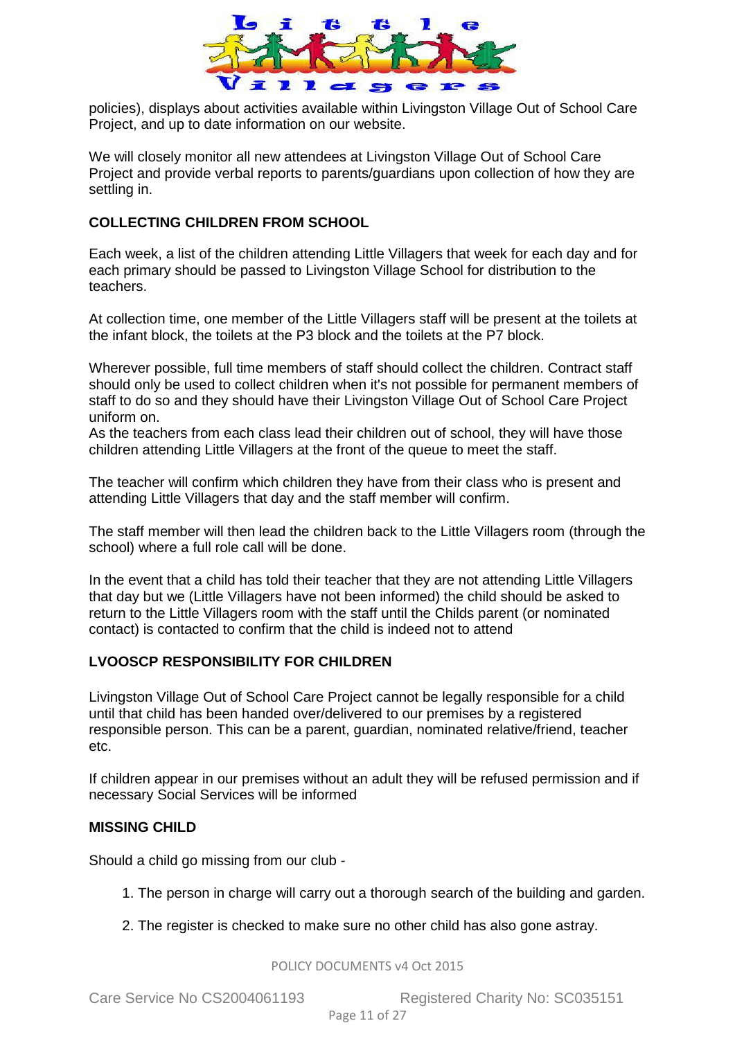policies), displays about activities available within Livingston Village Out of School Care Project, and up to date information on our website.

We will closely monitor all new attendees at Livingston Village Out of School Care Project and provide verbal reports to parents/guardians upon collection of how they are settling in.

**COLLECTING CHILDREN FROM SCHOOL**

Each week, a list of the children attending Little Villagers that week for each day and for each primary should be passed to Livingston Village School for distribution to the teachers.

At collection time, one member of the Little Villagers staff will be present at the toilets at the infant block, the toilets at the P3 block and the toilets at the P7 block.

Wherever possible, full time members of staff should collect the children. Contract staff should only be used to collect children when it's not possible for permanent members of staff to do so and they should have their Livingston Village Out of School Care Project uniform on.
As the teachers from each class lead their children out of school, they will have those children attending Little Villagers at the front of the queue to meet the staff.

The teacher will confirm which children they have from their class who is present and attending Little Villagers that day and the staff member will confirm.

The staff member will then lead the children back to the Little Villagers room (through the school) where a full role call will be done.

In the event that a child has told their teacher that they are not attending Little Villagers that day but we (Little Villagers have not been informed) the child should be asked to return to the Little Villagers room with the staff until the Childs parent (or nominated contact) is contacted to confirm that the child is indeed not to attend

**LVOOSCP RESPONSIBILITY FOR CHILDREN**

Livingston Village Out of School Care Project cannot be legally responsible for a child until that child has been handed over/delivered to our premises by a registered responsible person. This can be a parent, guardian, nominated relative/friend, teacher etc.

If children appear in our premises without an adult they will be refused permission and if necessary Social Services will be informed

**MISSING CHILD**

Should a child go missing from our club -

1. The person in charge will carry out a thorough search of the building and garden.
2. The register is checked to make sure no other child has also gone astray.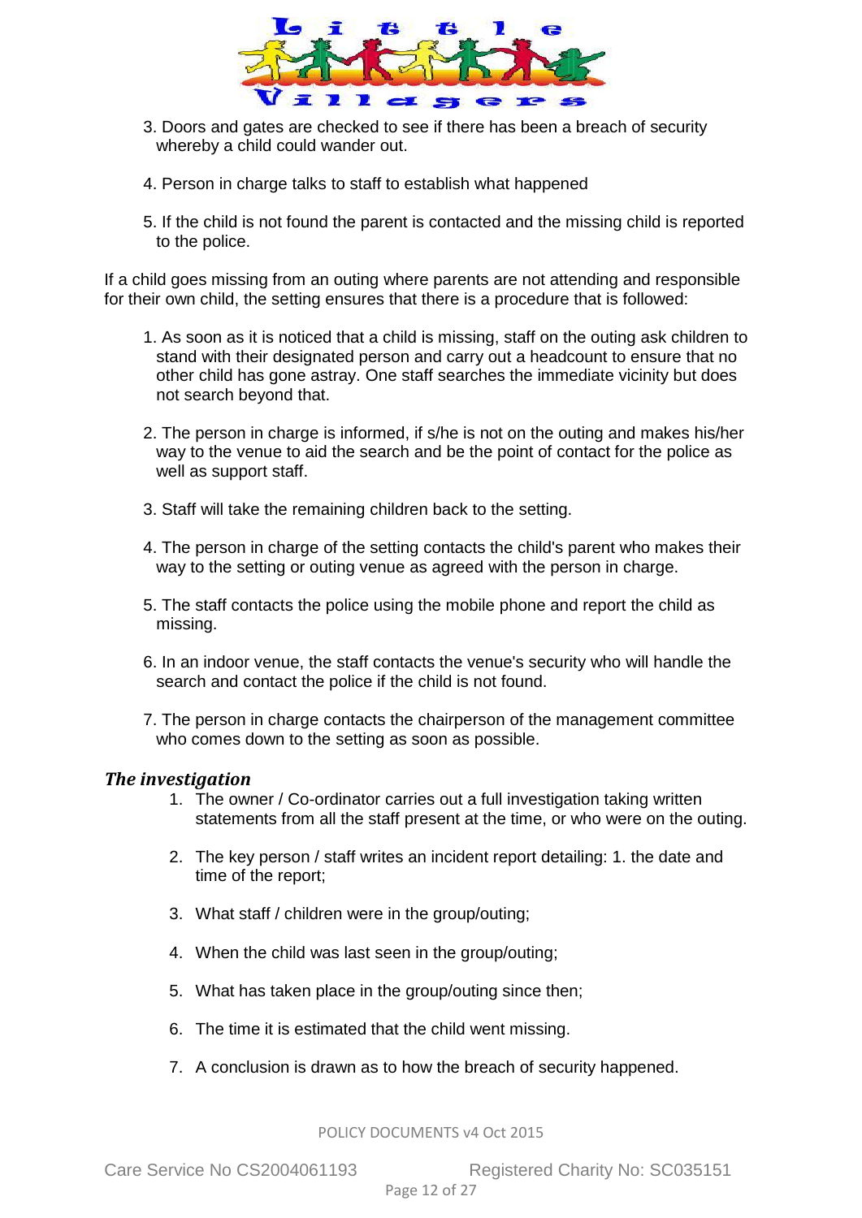3. Doors and gates are checked to see if there has been a breach of security whereby a child could wander out.

4. Person in charge talks to staff to establish what happened

5. If the child is not found the parent is contacted and the missing child is reported to the police.

If a child goes missing from an outing where parents are not attending and responsible for their own child, the setting ensures that there is a procedure that is followed:

1. As soon as it is noticed that a child is missing, staff on the outing ask children to stand with their designated person and carry out a headcount to ensure that no other child has gone astray. One staff searches the immediate vicinity but does not search beyond that.

2. The person in charge is informed, if s/he is not on the outing and makes his/her way to the venue to aid the search and be the point of contact for the police as well as support staff.

3. Staff will take the remaining children back to the setting.

4. The person in charge of the setting contacts the child's parent who makes their way to the setting or outing venue as agreed with the person in charge.

5. The staff contacts the police using the mobile phone and report the child as missing.

6. In an indoor venue, the staff contacts the venue's security who will handle the search and contact the police if the child is not found.

7. The person in charge contacts the chairperson of the management committee who comes down to the setting as soon as possible.

### *The investigation*

1. The owner / Co-ordinator carries out a full investigation taking written statements from all the staff present at the time, or who were on the outing.

2. The key person / staff writes an incident report detailing: 1. the date and time of the report;

3. What staff / children were in the group/outing;

4. When the child was last seen in the group/outing;

5. What has taken place in the group/outing since then;

6. The time it is estimated that the child went missing.

7. A conclusion is drawn as to how the breach of security happened.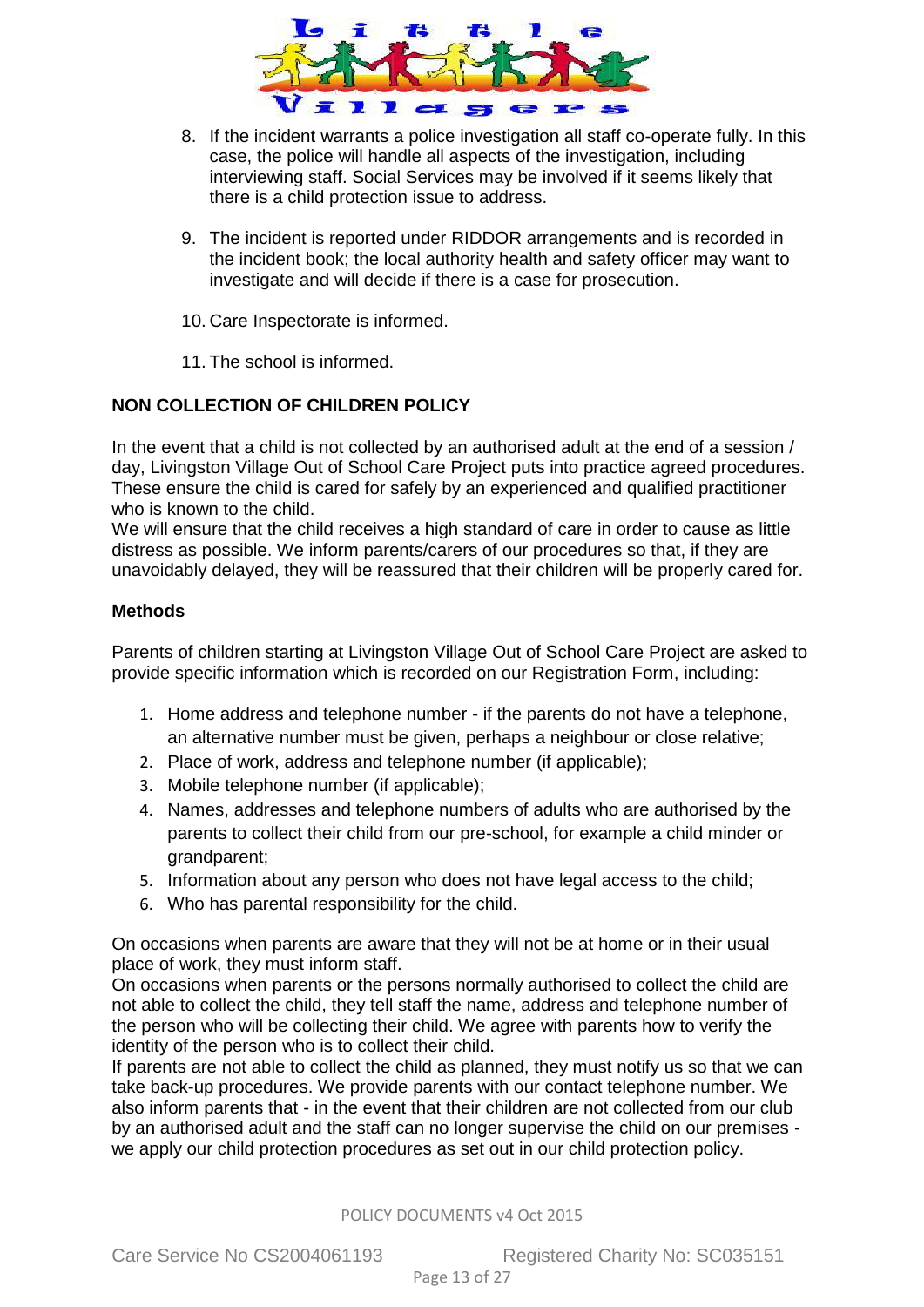8. If the incident warrants a police investigation all staff co-operate fully. In this case, the police will handle all aspects of the investigation, including interviewing staff. Social Services may be involved if it seems likely that there is a child protection issue to address.

9. The incident is reported under RIDDOR arrangements and is recorded in the incident book; the local authority health and safety officer may want to investigate and will decide if there is a case for prosecution.

10. Care Inspectorate is informed.

11. The school is informed.

## NON COLLECTION OF CHILDREN POLICY

In the event that a child is not collected by an authorised adult at the end of a session / day, Livingston Village Out of School Care Project puts into practice agreed procedures. These ensure the child is cared for safely by an experienced and qualified practitioner who is known to the child.
We will ensure that the child receives a high standard of care in order to cause as little distress as possible. We inform parents/carers of our procedures so that, if they are unavoidably delayed, they will be reassured that their children will be properly cared for.

### Methods

Parents of children starting at Livingston Village Out of School Care Project are asked to provide specific information which is recorded on our Registration Form, including:

1. Home address and telephone number - if the parents do not have a telephone, an alternative number must be given, perhaps a neighbour or close relative;
2. Place of work, address and telephone number (if applicable);
3. Mobile telephone number (if applicable);
4. Names, addresses and telephone numbers of adults who are authorised by the parents to collect their child from our pre-school, for example a child minder or grandparent;
5. Information about any person who does not have legal access to the child;
6. Who has parental responsibility for the child.

On occasions when parents are aware that they will not be at home or in their usual place of work, they must inform staff.
On occasions when parents or the persons normally authorised to collect the child are not able to collect the child, they tell staff the name, address and telephone number of the person who will be collecting their child. We agree with parents how to verify the identity of the person who is to collect their child.
If parents are not able to collect the child as planned, they must notify us so that we can take back-up procedures. We provide parents with our contact telephone number. We also inform parents that - in the event that their children are not collected from our club by an authorised adult and the staff can no longer supervise the child on our premises - we apply our child protection procedures as set out in our child protection policy.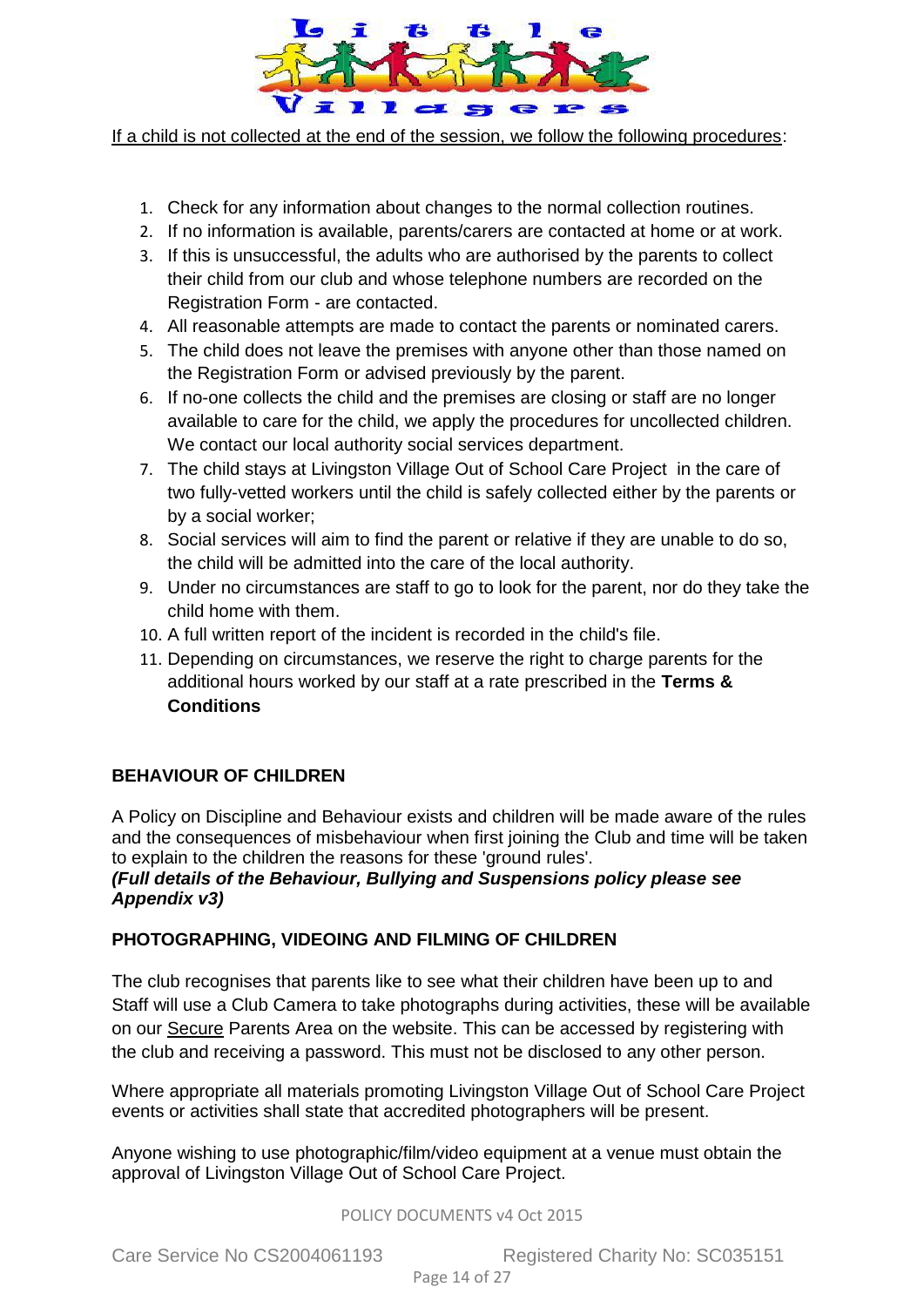<u>If a child is not collected at the end of the session, we follow the following procedures</u>:

1. Check for any information about changes to the normal collection routines.
2. If no information is available, parents/carers are contacted at home or at work.
3. If this is unsuccessful, the adults who are authorised by the parents to collect their child from our club and whose telephone numbers are recorded on the Registration Form - are contacted.
4. All reasonable attempts are made to contact the parents or nominated carers.
5. The child does not leave the premises with anyone other than those named on the Registration Form or advised previously by the parent.
6. If no-one collects the child and the premises are closing or staff are no longer available to care for the child, we apply the procedures for uncollected children. We contact our local authority social services department.
7. The child stays at Livingston Village Out of School Care Project in the care of two fully-vetted workers until the child is safely collected either by the parents or by a social worker;
8. Social services will aim to find the parent or relative if they are unable to do so, the child will be admitted into the care of the local authority.
9. Under no circumstances are staff to go to look for the parent, nor do they take the child home with them.
10. A full written report of the incident is recorded in the child's file.
11. Depending on circumstances, we reserve the right to charge parents for the additional hours worked by our staff at a rate prescribed in the **Terms & Conditions**

## BEHAVIOUR OF CHILDREN

A Policy on Discipline and Behaviour exists and children will be made aware of the rules and the consequences of misbehaviour when first joining the Club and time will be taken to explain to the children the reasons for these 'ground rules'.

***(Full details of the Behaviour, Bullying and Suspensions policy please see Appendix v3)***

## PHOTOGRAPHING, VIDEOING AND FILMING OF CHILDREN

The club recognises that parents like to see what their children have been up to and Staff will use a Club Camera to take photographs during activities, these will be available on our <u>Secure</u> Parents Area on the website. This can be accessed by registering with the club and receiving a password. This must not be disclosed to any other person.

Where appropriate all materials promoting Livingston Village Out of School Care Project events or activities shall state that accredited photographers will be present.

Anyone wishing to use photographic/film/video equipment at a venue must obtain the approval of Livingston Village Out of School Care Project.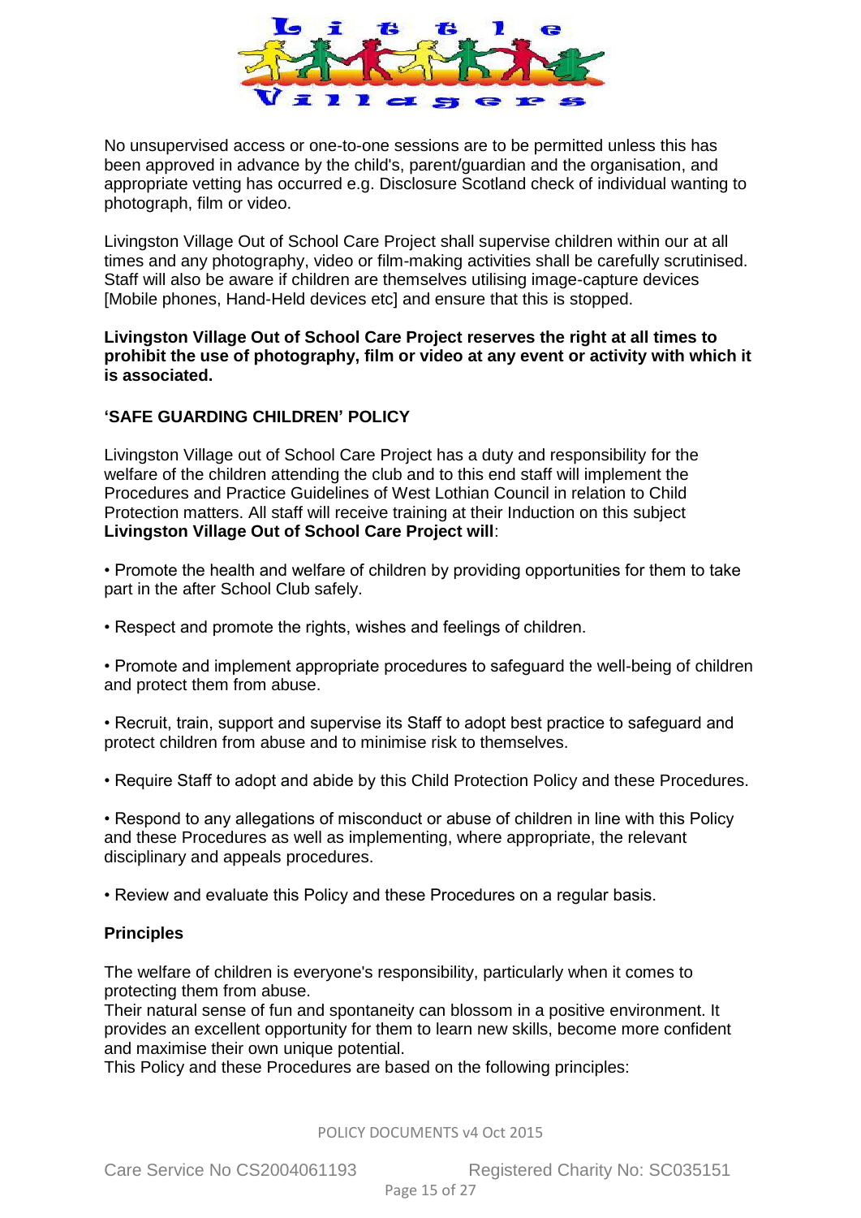No unsupervised access or one-to-one sessions are to be permitted unless this has been approved in advance by the child's, parent/guardian and the organisation, and appropriate vetting has occurred e.g. Disclosure Scotland check of individual wanting to photograph, film or video.

Livingston Village Out of School Care Project shall supervise children within our at all times and any photography, video or film-making activities shall be carefully scrutinised. Staff will also be aware if children are themselves utilising image-capture devices [Mobile phones, Hand-Held devices etc] and ensure that this is stopped.

**Livingston Village Out of School Care Project reserves the right at all times to prohibit the use of photography, film or video at any event or activity with which it is associated.**

## 'SAFE GUARDING CHILDREN' POLICY

Livingston Village out of School Care Project has a duty and responsibility for the welfare of the children attending the club and to this end staff will implement the Procedures and Practice Guidelines of West Lothian Council in relation to Child Protection matters. All staff will receive training at their Induction on this subject **Livingston Village Out of School Care Project will**:

- Promote the health and welfare of children by providing opportunities for them to take part in the after School Club safely.
- Respect and promote the rights, wishes and feelings of children.
- Promote and implement appropriate procedures to safeguard the well-being of children and protect them from abuse.
- Recruit, train, support and supervise its Staff to adopt best practice to safeguard and protect children from abuse and to minimise risk to themselves.
- Require Staff to adopt and abide by this Child Protection Policy and these Procedures.
- Respond to any allegations of misconduct or abuse of children in line with this Policy and these Procedures as well as implementing, where appropriate, the relevant disciplinary and appeals procedures.
- Review and evaluate this Policy and these Procedures on a regular basis.

### Principles

The welfare of children is everyone's responsibility, particularly when it comes to protecting them from abuse.
Their natural sense of fun and spontaneity can blossom in a positive environment. It provides an excellent opportunity for them to learn new skills, become more confident and maximise their own unique potential.
This Policy and these Procedures are based on the following principles: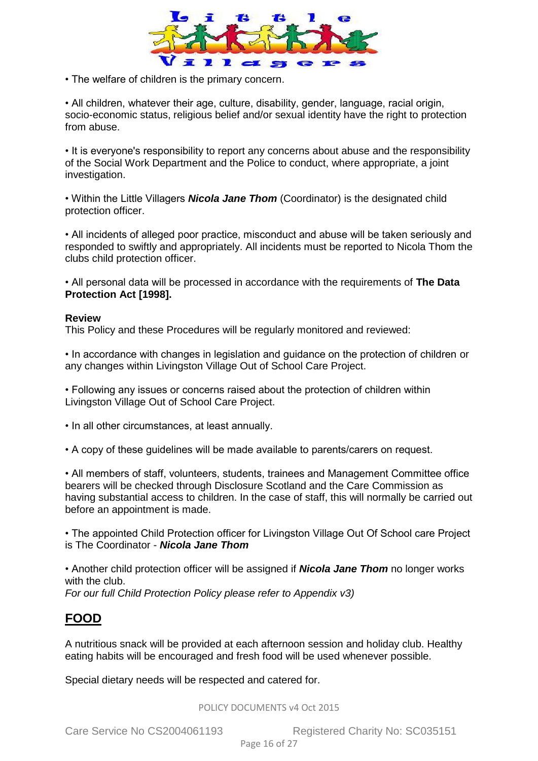- The welfare of children is the primary concern.

- All children, whatever their age, culture, disability, gender, language, racial origin, socio-economic status, religious belief and/or sexual identity have the right to protection from abuse.

- It is everyone's responsibility to report any concerns about abuse and the responsibility of the Social Work Department and the Police to conduct, where appropriate, a joint investigation.

- Within the Little Villagers ***Nicola Jane Thom*** (Coordinator) is the designated child protection officer.

- All incidents of alleged poor practice, misconduct and abuse will be taken seriously and responded to swiftly and appropriately. All incidents must be reported to Nicola Thom the clubs child protection officer.

- All personal data will be processed in accordance with the requirements of **The Data Protection Act [1998].**

**Review**

This Policy and these Procedures will be regularly monitored and reviewed:

- In accordance with changes in legislation and guidance on the protection of children or any changes within Livingston Village Out of School Care Project.

- Following any issues or concerns raised about the protection of children within Livingston Village Out of School Care Project.

- In all other circumstances, at least annually.

- A copy of these guidelines will be made available to parents/carers on request.

- All members of staff, volunteers, students, trainees and Management Committee office bearers will be checked through Disclosure Scotland and the Care Commission as having substantial access to children. In the case of staff, this will normally be carried out before an appointment is made.

- The appointed Child Protection officer for Livingston Village Out Of School care Project is The Coordinator - ***Nicola Jane Thom***

- Another child protection officer will be assigned if ***Nicola Jane Thom*** no longer works with the club.

*For our full Child Protection Policy please refer to Appendix v3)*

## FOOD

A nutritious snack will be provided at each afternoon session and holiday club. Healthy eating habits will be encouraged and fresh food will be used whenever possible.

Special dietary needs will be respected and catered for.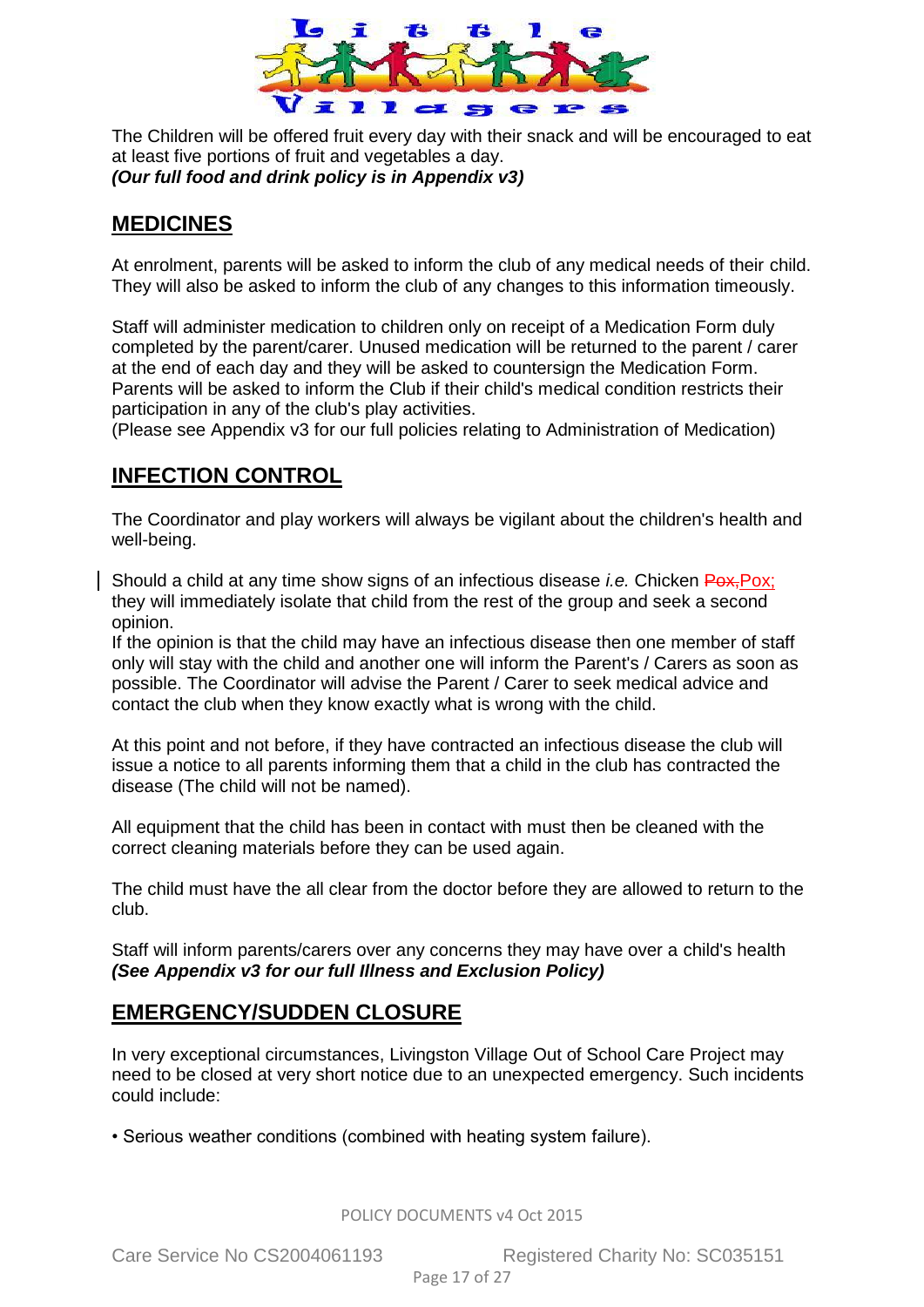The Children will be offered fruit every day with their snack and will be encouraged to eat at least five portions of fruit and vegetables a day.
***(Our full food and drink policy is in Appendix v3)***

## MEDICINES

At enrolment, parents will be asked to inform the club of any medical needs of their child. They will also be asked to inform the club of any changes to this information timeously.

Staff will administer medication to children only on receipt of a Medication Form duly completed by the parent/carer. Unused medication will be returned to the parent / carer at the end of each day and they will be asked to countersign the Medication Form. Parents will be asked to inform the Club if their child's medical condition restricts their participation in any of the club's play activities.
(Please see Appendix v3 for our full policies relating to Administration of Medication)

## INFECTION CONTROL

The Coordinator and play workers will always be vigilant about the children's health and well-being.

Should a child at any time show signs of an infectious disease *i.e.* Chicken ~~Pox,~~Pox; they will immediately isolate that child from the rest of the group and seek a second opinion.
If the opinion is that the child may have an infectious disease then one member of staff only will stay with the child and another one will inform the Parent's / Carers as soon as possible. The Coordinator will advise the Parent / Carer to seek medical advice and contact the club when they know exactly what is wrong with the child.

At this point and not before, if they have contracted an infectious disease the club will issue a notice to all parents informing them that a child in the club has contracted the disease (The child will not be named).

All equipment that the child has been in contact with must then be cleaned with the correct cleaning materials before they can be used again.

The child must have the all clear from the doctor before they are allowed to return to the club.

Staff will inform parents/carers over any concerns they may have over a child's health
***(See Appendix v3 for our full Illness and Exclusion Policy)***

## EMERGENCY/SUDDEN CLOSURE

In very exceptional circumstances, Livingston Village Out of School Care Project may need to be closed at very short notice due to an unexpected emergency. Such incidents could include:

- Serious weather conditions (combined with heating system failure).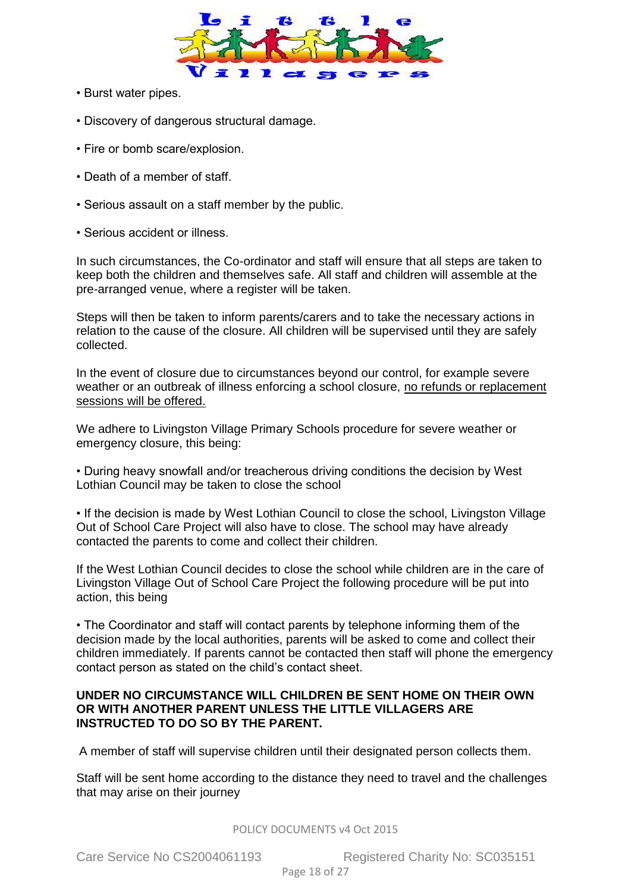- Burst water pipes.
- Discovery of dangerous structural damage.
- Fire or bomb scare/explosion.
- Death of a member of staff.
- Serious assault on a staff member by the public.
- Serious accident or illness.

In such circumstances, the Co-ordinator and staff will ensure that all steps are taken to keep both the children and themselves safe. All staff and children will assemble at the pre-arranged venue, where a register will be taken.

Steps will then be taken to inform parents/carers and to take the necessary actions in relation to the cause of the closure. All children will be supervised until they are safely collected.

In the event of closure due to circumstances beyond our control, for example severe weather or an outbreak of illness enforcing a school closure, <u>no refunds or replacement sessions will be offered.</u>

We adhere to Livingston Village Primary Schools procedure for severe weather or emergency closure, this being:

- During heavy snowfall and/or treacherous driving conditions the decision by West Lothian Council may be taken to close the school

- If the decision is made by West Lothian Council to close the school, Livingston Village Out of School Care Project will also have to close. The school may have already contacted the parents to come and collect their children.

If the West Lothian Council decides to close the school while children are in the care of Livingston Village Out of School Care Project the following procedure will be put into action, this being

- The Coordinator and staff will contact parents by telephone informing them of the decision made by the local authorities, parents will be asked to come and collect their children immediately. If parents cannot be contacted then staff will phone the emergency contact person as stated on the child's contact sheet.

**UNDER NO CIRCUMSTANCE WILL CHILDREN BE SENT HOME ON THEIR OWN OR WITH ANOTHER PARENT UNLESS THE LITTLE VILLAGERS ARE INSTRUCTED TO DO SO BY THE PARENT.**

A member of staff will supervise children until their designated person collects them.

Staff will be sent home according to the distance they need to travel and the challenges that may arise on their journey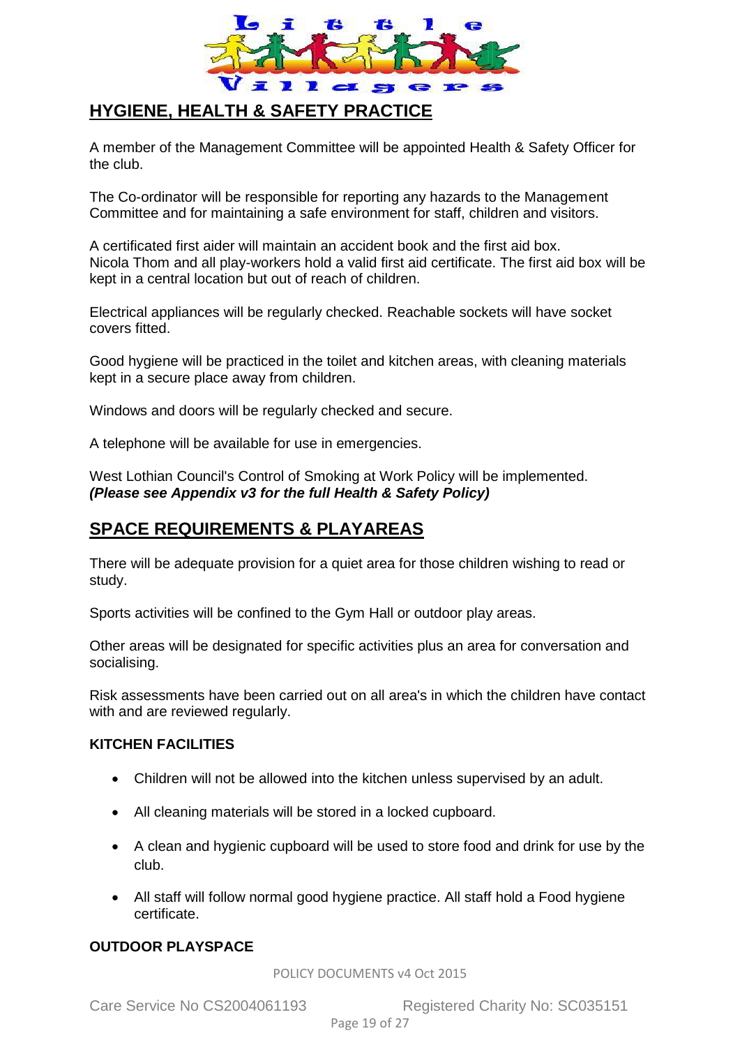## HYGIENE, HEALTH & SAFETY PRACTICE

A member of the Management Committee will be appointed Health & Safety Officer for the club.

The Co-ordinator will be responsible for reporting any hazards to the Management Committee and for maintaining a safe environment for staff, children and visitors.

A certificated first aider will maintain an accident book and the first aid box. Nicola Thom and all play-workers hold a valid first aid certificate. The first aid box will be kept in a central location but out of reach of children.

Electrical appliances will be regularly checked. Reachable sockets will have socket covers fitted.

Good hygiene will be practiced in the toilet and kitchen areas, with cleaning materials kept in a secure place away from children.

Windows and doors will be regularly checked and secure.

A telephone will be available for use in emergencies.

West Lothian Council's Control of Smoking at Work Policy will be implemented.
***(Please see Appendix v3 for the full Health & Safety Policy)***

## SPACE REQUIREMENTS & PLAYAREAS

There will be adequate provision for a quiet area for those children wishing to read or study.

Sports activities will be confined to the Gym Hall or outdoor play areas.

Other areas will be designated for specific activities plus an area for conversation and socialising.

Risk assessments have been carried out on all area's in which the children have contact with and are reviewed regularly.

### KITCHEN FACILITIES

- Children will not be allowed into the kitchen unless supervised by an adult.
- All cleaning materials will be stored in a locked cupboard.
- A clean and hygienic cupboard will be used to store food and drink for use by the club.
- All staff will follow normal good hygiene practice. All staff hold a Food hygiene certificate.

### OUTDOOR PLAYSPACE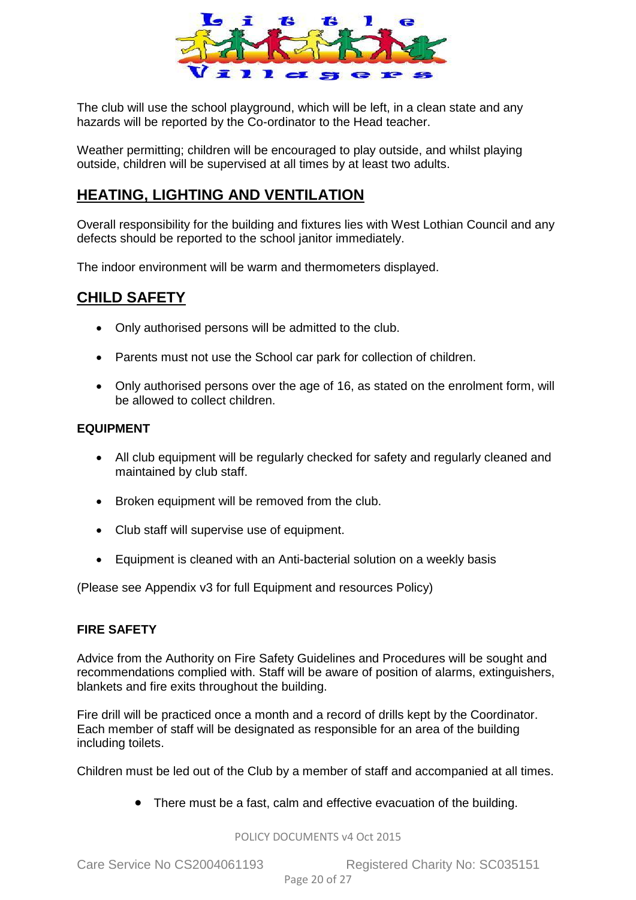The club will use the school playground, which will be left, in a clean state and any hazards will be reported by the Co-ordinator to the Head teacher.

Weather permitting; children will be encouraged to play outside, and whilst playing outside, children will be supervised at all times by at least two adults.

## HEATING, LIGHTING AND VENTILATION

Overall responsibility for the building and fixtures lies with West Lothian Council and any defects should be reported to the school janitor immediately.

The indoor environment will be warm and thermometers displayed.

## CHILD SAFETY

- Only authorised persons will be admitted to the club.
- Parents must not use the School car park for collection of children.
- Only authorised persons over the age of 16, as stated on the enrolment form, will be allowed to collect children.

### EQUIPMENT

- All club equipment will be regularly checked for safety and regularly cleaned and maintained by club staff.
- Broken equipment will be removed from the club.
- Club staff will supervise use of equipment.
- Equipment is cleaned with an Anti-bacterial solution on a weekly basis

(Please see Appendix v3 for full Equipment and resources Policy)

### FIRE SAFETY

Advice from the Authority on Fire Safety Guidelines and Procedures will be sought and recommendations complied with. Staff will be aware of position of alarms, extinguishers, blankets and fire exits throughout the building.

Fire drill will be practiced once a month and a record of drills kept by the Coordinator. Each member of staff will be designated as responsible for an area of the building including toilets.

Children must be led out of the Club by a member of staff and accompanied at all times.

- There must be a fast, calm and effective evacuation of the building.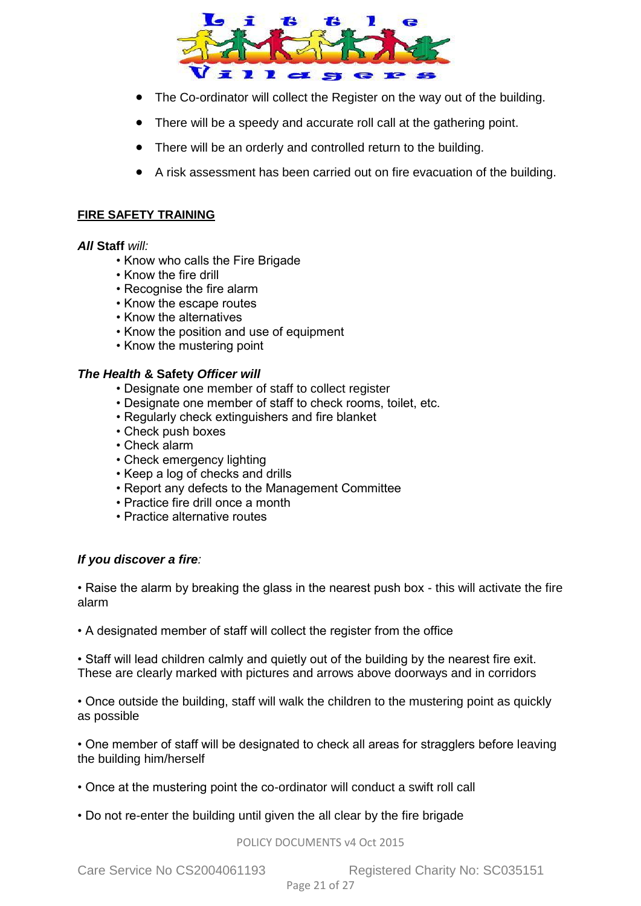- The Co-ordinator will collect the Register on the way out of the building.
- There will be a speedy and accurate roll call at the gathering point.
- There will be an orderly and controlled return to the building.
- A risk assessment has been carried out on fire evacuation of the building.

**FIRE SAFETY TRAINING**

***All* Staff *will:***

- Know who calls the Fire Brigade
- Know the fire drill
- Recognise the fire alarm
- Know the escape routes
- Know the alternatives
- Know the position and use of equipment
- Know the mustering point

***The Health* & Safety *Officer will***

- Designate one member of staff to collect register
- Designate one member of staff to check rooms, toilet, etc.
- Regularly check extinguishers and fire blanket
- Check push boxes
- Check alarm
- Check emergency lighting
- Keep a log of checks and drills
- Report any defects to the Management Committee
- Practice fire drill once a month
- Practice alternative routes

***If you discover a fire**:*

- Raise the alarm by breaking the glass in the nearest push box - this will activate the fire alarm

- A designated member of staff will collect the register from the office

- Staff will lead children calmly and quietly out of the building by the nearest fire exit. These are clearly marked with pictures and arrows above doorways and in corridors

- Once outside the building, staff will walk the children to the mustering point as quickly as possible

- One member of staff will be designated to check all areas for stragglers before leaving the building him/herself

- Once at the mustering point the co-ordinator will conduct a swift roll call

- Do not re-enter the building until given the all clear by the fire brigade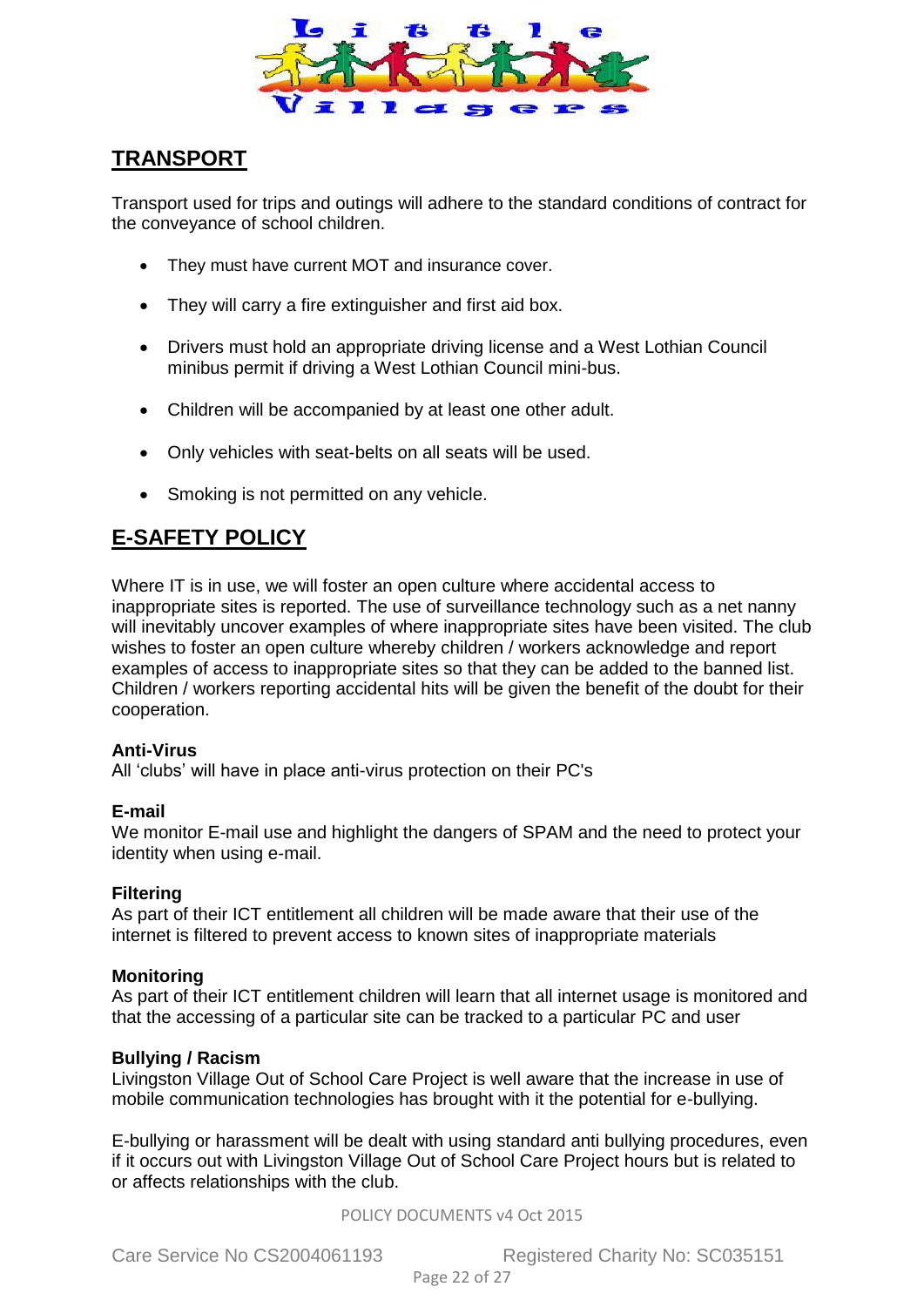## TRANSPORT

Transport used for trips and outings will adhere to the standard conditions of contract for the conveyance of school children.

- They must have current MOT and insurance cover.
- They will carry a fire extinguisher and first aid box.
- Drivers must hold an appropriate driving license and a West Lothian Council minibus permit if driving a West Lothian Council mini-bus.
- Children will be accompanied by at least one other adult.
- Only vehicles with seat-belts on all seats will be used.
- Smoking is not permitted on any vehicle.

## E-SAFETY POLICY

Where IT is in use, we will foster an open culture where accidental access to inappropriate sites is reported. The use of surveillance technology such as a net nanny will inevitably uncover examples of where inappropriate sites have been visited. The club wishes to foster an open culture whereby children / workers acknowledge and report examples of access to inappropriate sites so that they can be added to the banned list. Children / workers reporting accidental hits will be given the benefit of the doubt for their cooperation.

**Anti-Virus**
All 'clubs' will have in place anti-virus protection on their PC's

**E-mail**
We monitor E-mail use and highlight the dangers of SPAM and the need to protect your identity when using e-mail.

**Filtering**
As part of their ICT entitlement all children will be made aware that their use of the internet is filtered to prevent access to known sites of inappropriate materials

**Monitoring**
As part of their ICT entitlement children will learn that all internet usage is monitored and that the accessing of a particular site can be tracked to a particular PC and user

**Bullying / Racism**
Livingston Village Out of School Care Project is well aware that the increase in use of mobile communication technologies has brought with it the potential for e-bullying.

E-bullying or harassment will be dealt with using standard anti bullying procedures, even if it occurs out with Livingston Village Out of School Care Project hours but is related to or affects relationships with the club.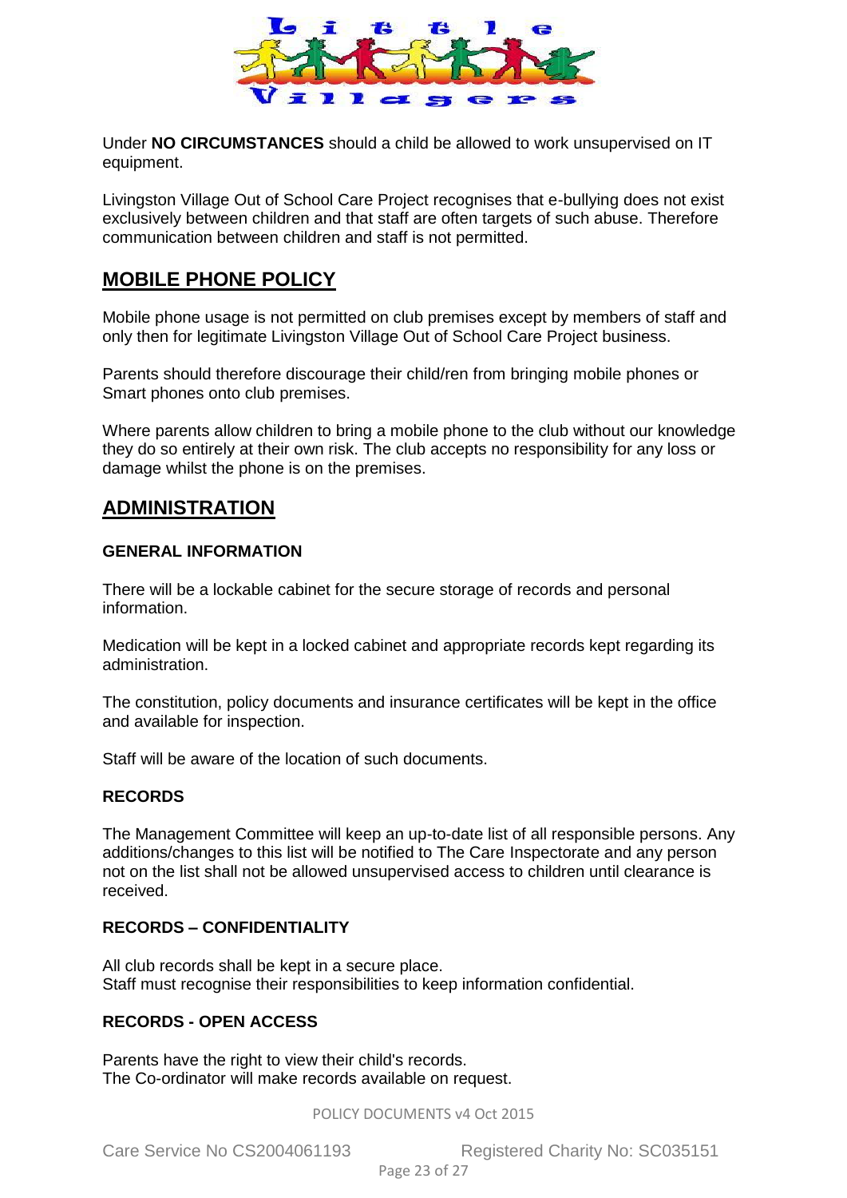Under **NO CIRCUMSTANCES** should a child be allowed to work unsupervised on IT equipment.

Livingston Village Out of School Care Project recognises that e-bullying does not exist exclusively between children and that staff are often targets of such abuse. Therefore communication between children and staff is not permitted.

## MOBILE PHONE POLICY

Mobile phone usage is not permitted on club premises except by members of staff and only then for legitimate Livingston Village Out of School Care Project business.

Parents should therefore discourage their child/ren from bringing mobile phones or Smart phones onto club premises.

Where parents allow children to bring a mobile phone to the club without our knowledge they do so entirely at their own risk. The club accepts no responsibility for any loss or damage whilst the phone is on the premises.

## ADMINISTRATION

### GENERAL INFORMATION

There will be a lockable cabinet for the secure storage of records and personal information.

Medication will be kept in a locked cabinet and appropriate records kept regarding its administration.

The constitution, policy documents and insurance certificates will be kept in the office and available for inspection.

Staff will be aware of the location of such documents.

### RECORDS

The Management Committee will keep an up-to-date list of all responsible persons. Any additions/changes to this list will be notified to The Care Inspectorate and any person not on the list shall not be allowed unsupervised access to children until clearance is received.

### RECORDS – CONFIDENTIALITY

All club records shall be kept in a secure place.
Staff must recognise their responsibilities to keep information confidential.

### RECORDS - OPEN ACCESS

Parents have the right to view their child's records.
The Co-ordinator will make records available on request.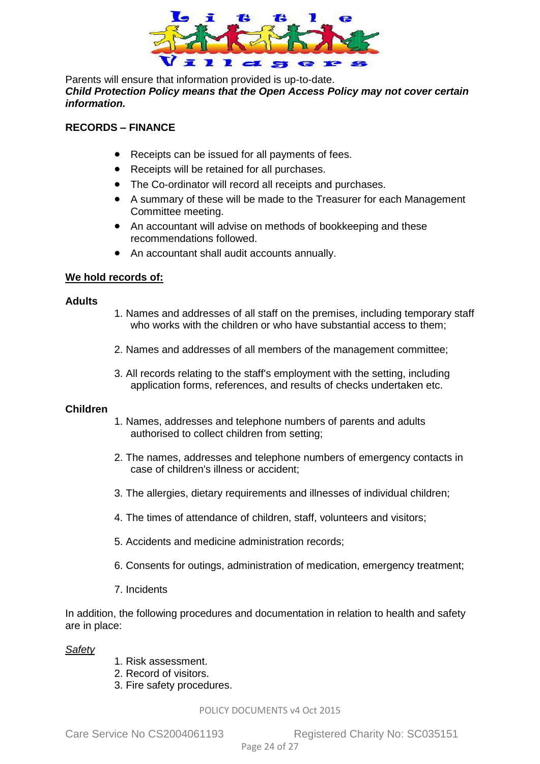Parents will ensure that information provided is up-to-date.
***Child Protection Policy means that the Open Access Policy may not cover certain information.***

**RECORDS – FINANCE**

- Receipts can be issued for all payments of fees.
- Receipts will be retained for all purchases.
- The Co-ordinator will record all receipts and purchases.
- A summary of these will be made to the Treasurer for each Management Committee meeting.
- An accountant will advise on methods of bookkeeping and these recommendations followed.
- An accountant shall audit accounts annually.

**<u>We hold records of:</u>**

**Adults**

1. Names and addresses of all staff on the premises, including temporary staff who works with the children or who have substantial access to them;
2. Names and addresses of all members of the management committee;
3. All records relating to the staff's employment with the setting, including application forms, references, and results of checks undertaken etc.

**Children**

1. Names, addresses and telephone numbers of parents and adults authorised to collect children from setting;
2. The names, addresses and telephone numbers of emergency contacts in case of children's illness or accident;
3. The allergies, dietary requirements and illnesses of individual children;
4. The times of attendance of children, staff, volunteers and visitors;
5. Accidents and medicine administration records;
6. Consents for outings, administration of medication, emergency treatment;
7. Incidents

In addition, the following procedures and documentation in relation to health and safety are in place:

*<u>Safety</u>*

1. Risk assessment.
2. Record of visitors.
3. Fire safety procedures.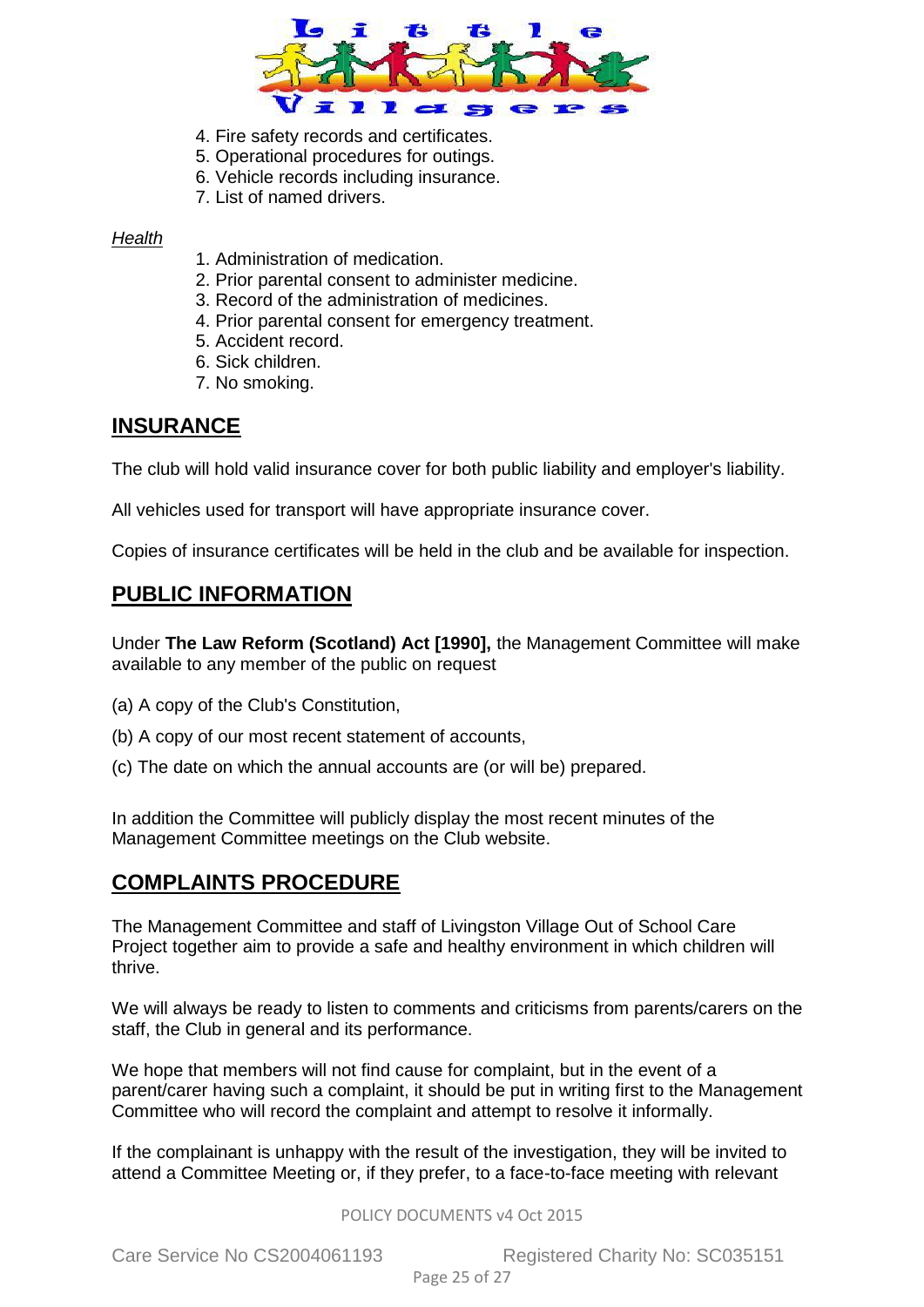4. Fire safety records and certificates.
5. Operational procedures for outings.
6. Vehicle records including insurance.
7. List of named drivers.

*Health*

1. Administration of medication.
2. Prior parental consent to administer medicine.
3. Record of the administration of medicines.
4. Prior parental consent for emergency treatment.
5. Accident record.
6. Sick children.
7. No smoking.

## INSURANCE

The club will hold valid insurance cover for both public liability and employer's liability.

All vehicles used for transport will have appropriate insurance cover.

Copies of insurance certificates will be held in the club and be available for inspection.

## PUBLIC INFORMATION

Under **The Law Reform (Scotland) Act [1990],** the Management Committee will make available to any member of the public on request

(a) A copy of the Club's Constitution,

(b) A copy of our most recent statement of accounts,

(c) The date on which the annual accounts are (or will be) prepared.

In addition the Committee will publicly display the most recent minutes of the Management Committee meetings on the Club website.

## COMPLAINTS PROCEDURE

The Management Committee and staff of Livingston Village Out of School Care Project together aim to provide a safe and healthy environment in which children will thrive.

We will always be ready to listen to comments and criticisms from parents/carers on the staff, the Club in general and its performance.

We hope that members will not find cause for complaint, but in the event of a parent/carer having such a complaint, it should be put in writing first to the Management Committee who will record the complaint and attempt to resolve it informally.

If the complainant is unhappy with the result of the investigation, they will be invited to attend a Committee Meeting or, if they prefer, to a face-to-face meeting with relevant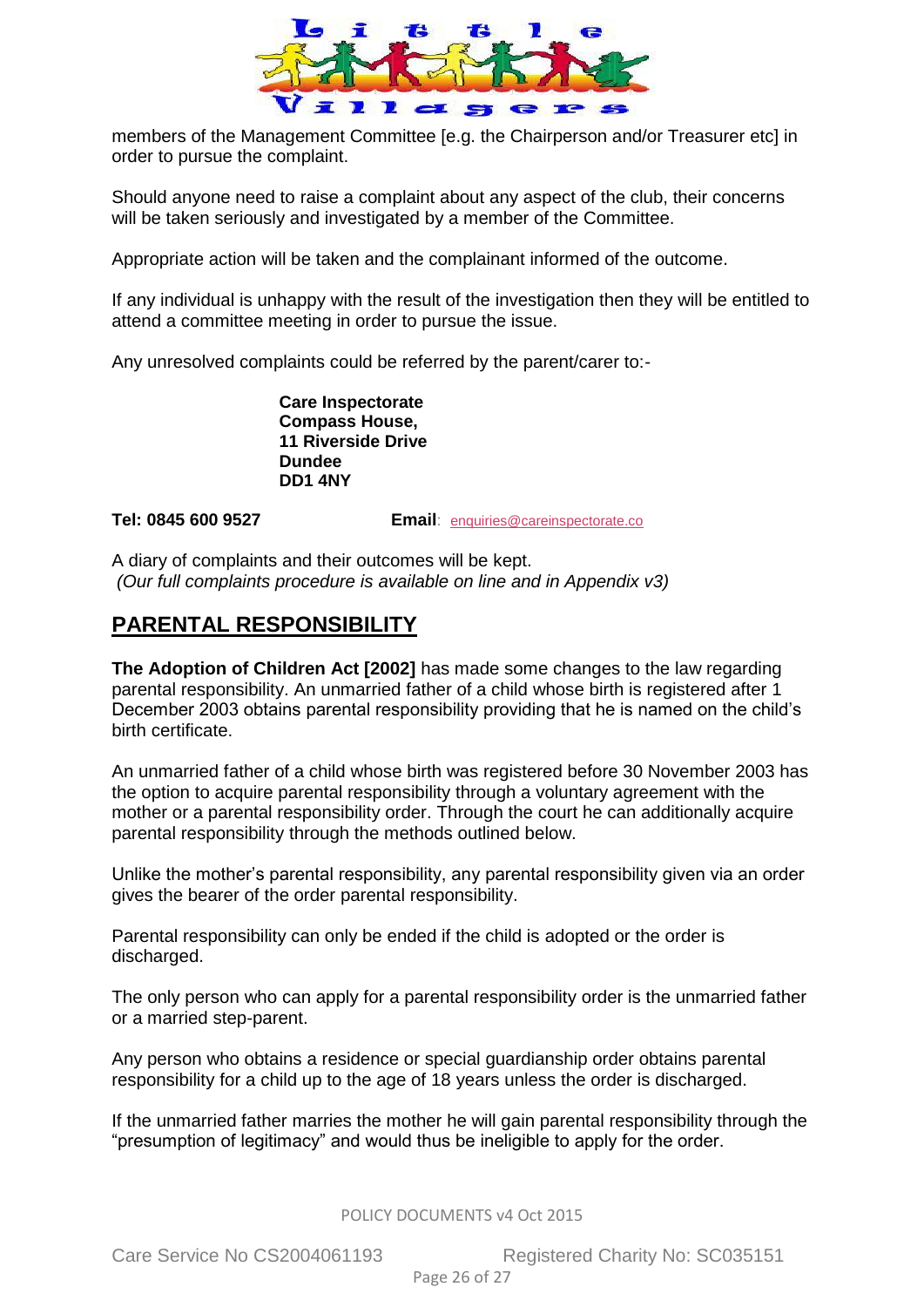members of the Management Committee [e.g. the Chairperson and/or Treasurer etc] in order to pursue the complaint.

Should anyone need to raise a complaint about any aspect of the club, their concerns will be taken seriously and investigated by a member of the Committee.

Appropriate action will be taken and the complainant informed of the outcome.

If any individual is unhappy with the result of the investigation then they will be entitled to attend a committee meeting in order to pursue the issue.

Any unresolved complaints could be referred by the parent/carer to:-

**Care Inspectorate**
**Compass House,**
**11 Riverside Drive**
**Dundee**
**DD1 4NY**

**Tel: 0845 600 9527** **Email**: enquiries@careinspectorate.co

A diary of complaints and their outcomes will be kept.
*(Our full complaints procedure is available on line and in Appendix v3)*

## PARENTAL RESPONSIBILITY

**The Adoption of Children Act [2002]** has made some changes to the law regarding parental responsibility. An unmarried father of a child whose birth is registered after 1 December 2003 obtains parental responsibility providing that he is named on the child's birth certificate.

An unmarried father of a child whose birth was registered before 30 November 2003 has the option to acquire parental responsibility through a voluntary agreement with the mother or a parental responsibility order. Through the court he can additionally acquire parental responsibility through the methods outlined below.

Unlike the mother's parental responsibility, any parental responsibility given via an order gives the bearer of the order parental responsibility.

Parental responsibility can only be ended if the child is adopted or the order is discharged.

The only person who can apply for a parental responsibility order is the unmarried father or a married step-parent.

Any person who obtains a residence or special guardianship order obtains parental responsibility for a child up to the age of 18 years unless the order is discharged.

If the unmarried father marries the mother he will gain parental responsibility through the "presumption of legitimacy" and would thus be ineligible to apply for the order.

POLICY DOCUMENTS v4 Oct 2015

Care Service No CS2004061193 Registered Charity No: SC035151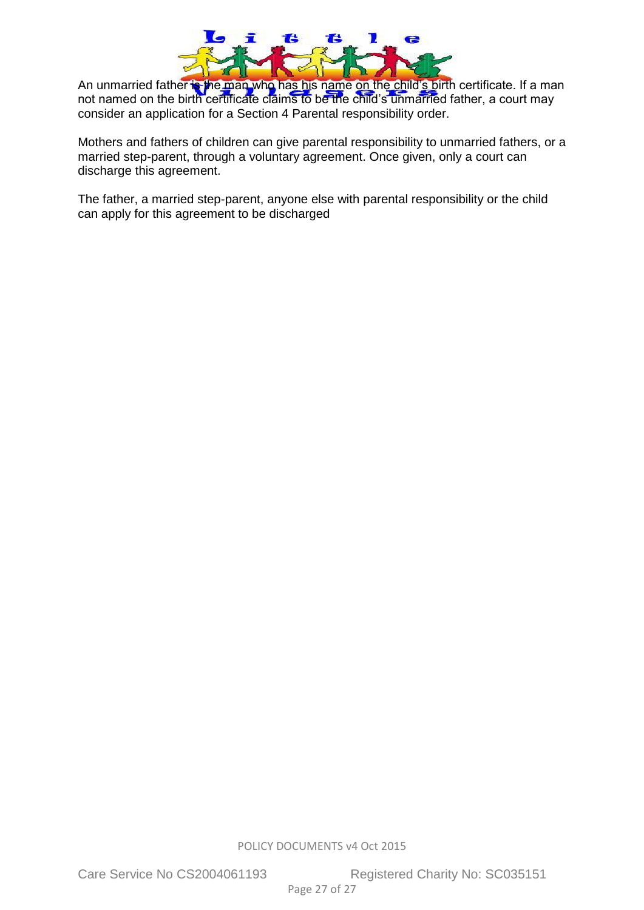An unmarried father is the man who has his name on the child's birth certificate. If a man not named on the birth certificate claims to be the child's unmarried father, a court may consider an application for a Section 4 Parental responsibility order.

Mothers and fathers of children can give parental responsibility to unmarried fathers, or a married step-parent, through a voluntary agreement. Once given, only a court can discharge this agreement.

The father, a married step-parent, anyone else with parental responsibility or the child can apply for this agreement to be discharged